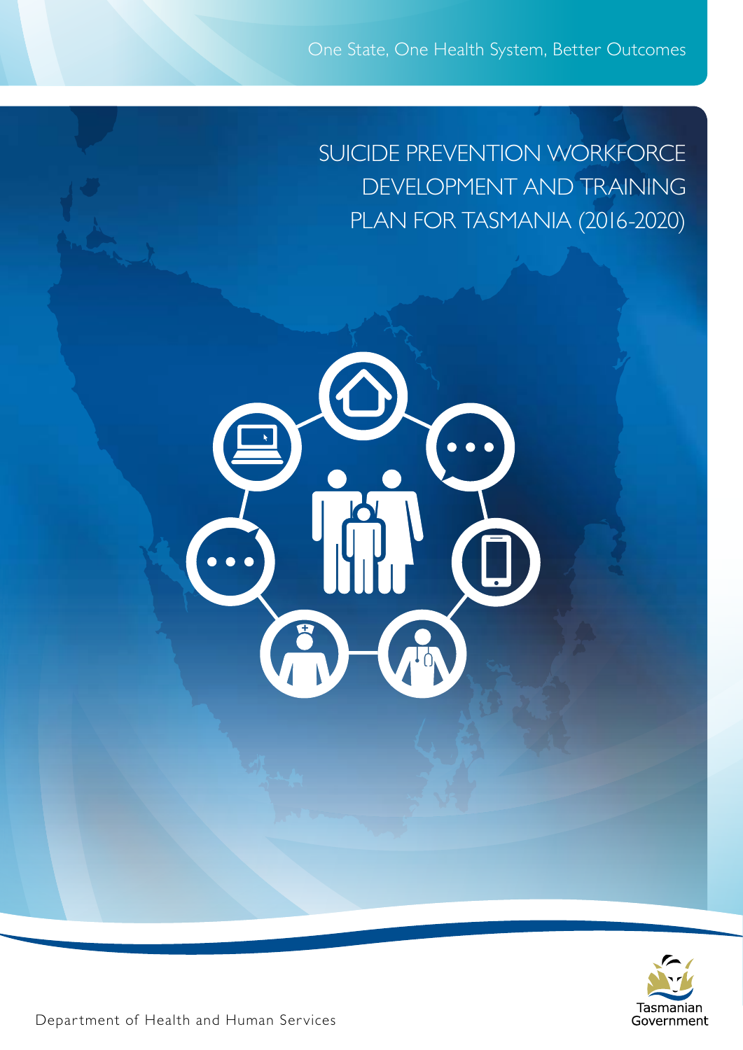One State, One Health System, Better Outcomes

# SUICIDE PREVENTION WORKFORCE DEVELOPMENT AND TRAINING PLAN FOR TASMANIA (2016-2020)

Department of Health and Human Services

Tasmanian Government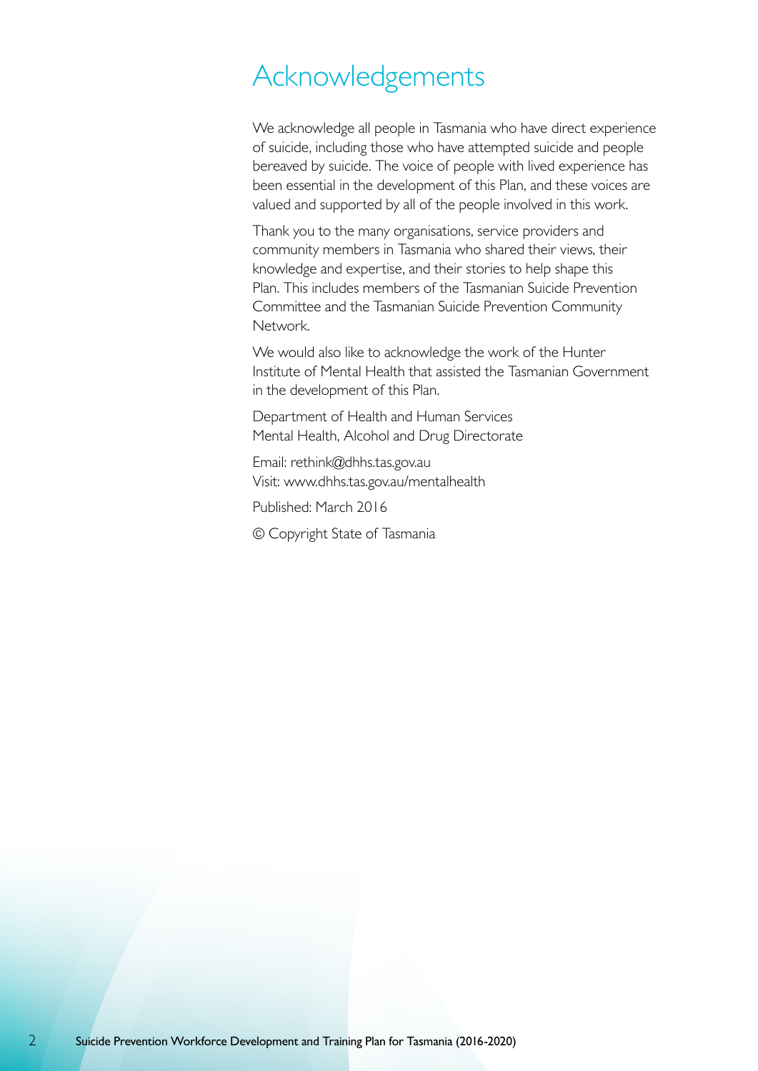# Acknowledgements

We acknowledge all people in Tasmania who have direct experience of suicide, including those who have attempted suicide and people bereaved by suicide. The voice of people with lived experience has been essential in the development of this Plan, and these voices are valued and supported by all of the people involved in this work.

Thank you to the many organisations, service providers and community members in Tasmania who shared their views, their knowledge and expertise, and their stories to help shape this Plan. This includes members of the Tasmanian Suicide Prevention Committee and the Tasmanian Suicide Prevention Community Network.

We would also like to acknowledge the work of the Hunter Institute of Mental Health that assisted the Tasmanian Government in the development of this Plan.

Department of Health and Human Services
Mental Health, Alcohol and Drug Directorate

Email: rethink@dhhs.tas.gov.au
Visit: www.dhhs.tas.gov.au/mentalhealth

Published: March 2016

© Copyright State of Tasmania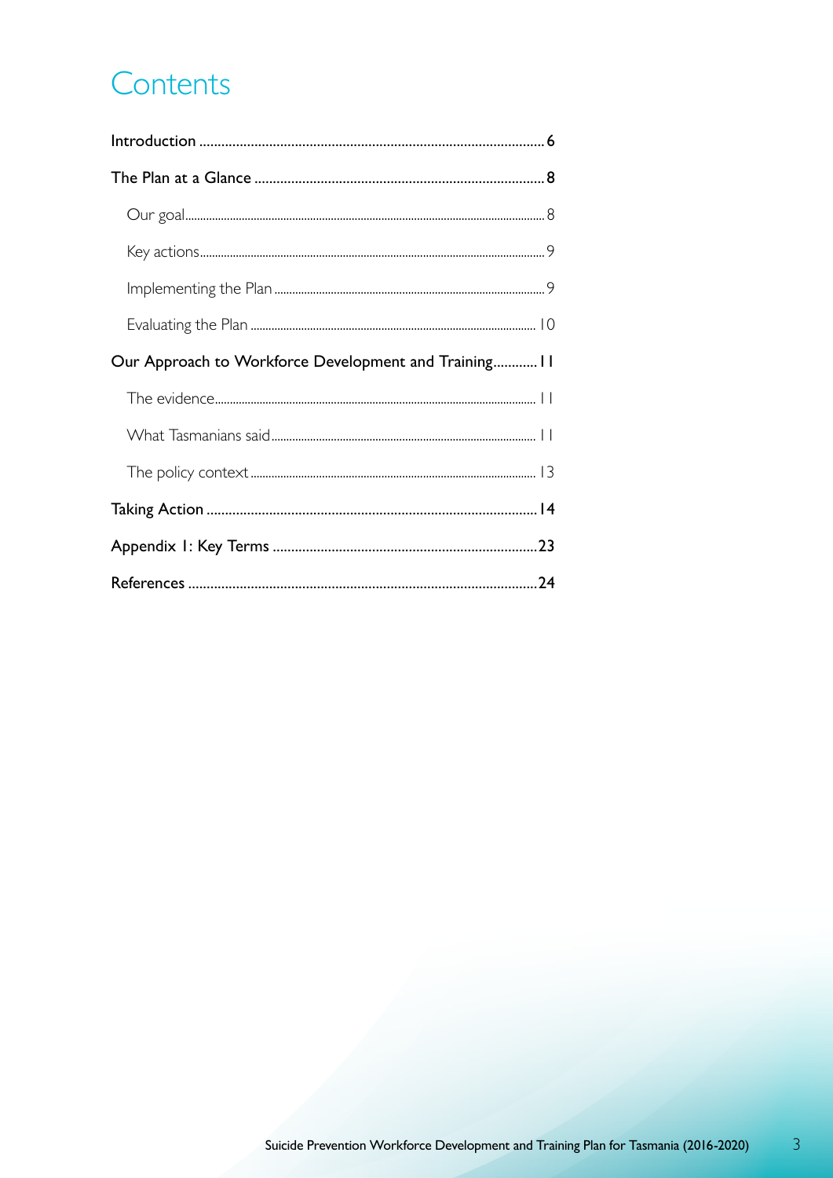# Contents

**Introduction** ........................................................................................... **6**

**The Plan at a Glance** ............................................................................. **8**

- Our goal ......................................................................................................... 8
- Key actions ..................................................................................................... 9
- Implementing the Plan ................................................................................... 9
- Evaluating the Plan ......................................................................................... 10

**Our Approach to Workforce Development and Training** ............ **11**

- The evidence .................................................................................................. 11
- What Tasmanians said ................................................................................... 11
- The policy context .......................................................................................... 13

**Taking Action** ........................................................................................ **14**

**Appendix 1: Key Terms** ....................................................................... **23**

**References** ............................................................................................ **24**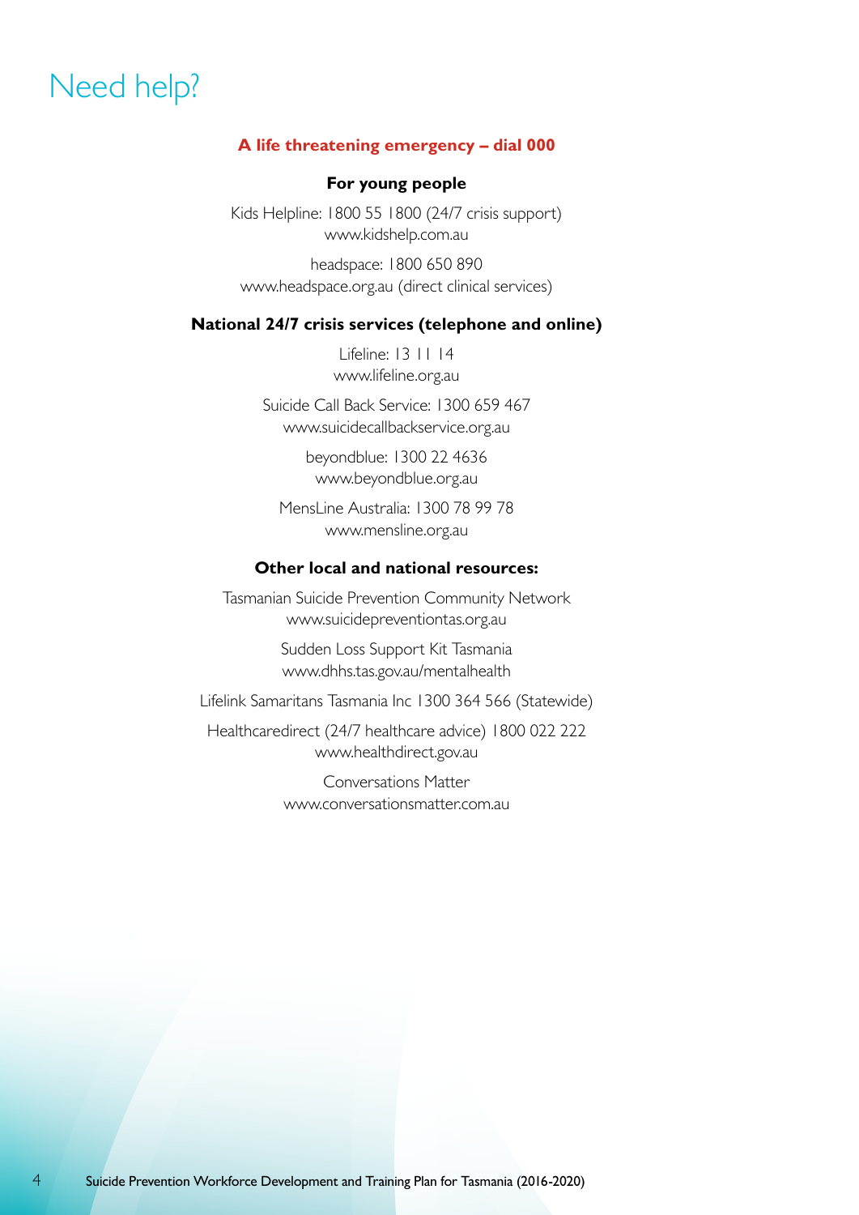# Need help?

**A life threatening emergency – dial 000**

**For young people**

Kids Helpline: 1800 55 1800 (24/7 crisis support)
www.kidshelp.com.au

headspace: 1800 650 890
www.headspace.org.au (direct clinical services)

**National 24/7 crisis services (telephone and online)**

Lifeline: 13 11 14
www.lifeline.org.au

Suicide Call Back Service: 1300 659 467
www.suicidecallbackservice.org.au

beyondblue: 1300 22 4636
www.beyondblue.org.au

MensLine Australia: 1300 78 99 78
www.mensline.org.au

**Other local and national resources:**

Tasmanian Suicide Prevention Community Network
www.suicidepreventiontas.org.au

Sudden Loss Support Kit Tasmania
www.dhhs.tas.gov.au/mentalhealth

Lifelink Samaritans Tasmania Inc 1300 364 566 (Statewide)

Healthcaredirect (24/7 healthcare advice) 1800 022 222
www.healthdirect.gov.au

Conversations Matter
www.conversationsmatter.com.au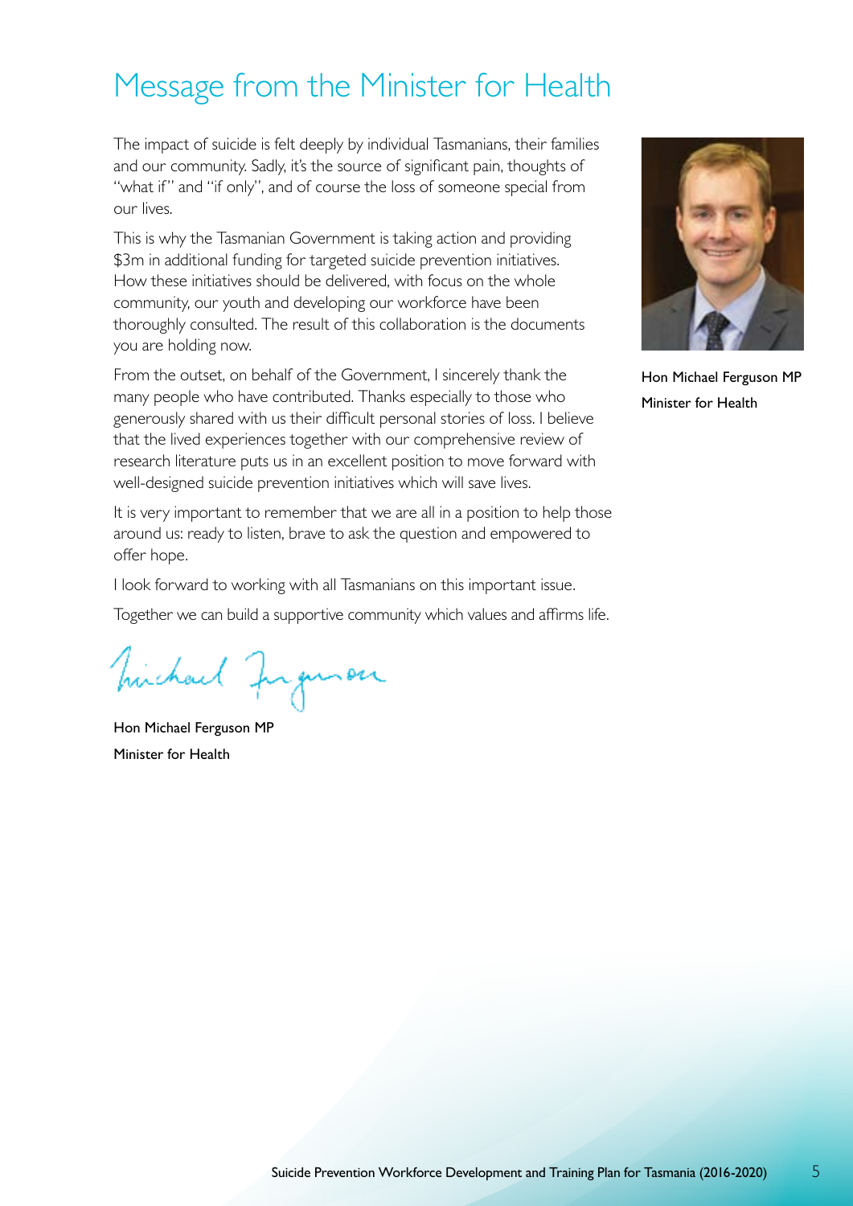# Message from the Minister for Health

The impact of suicide is felt deeply by individual Tasmanians, their families and our community. Sadly, it's the source of significant pain, thoughts of "what if" and "if only", and of course the loss of someone special from our lives.

This is why the Tasmanian Government is taking action and providing $3m in additional funding for targeted suicide prevention initiatives. How these initiatives should be delivered, with focus on the whole community, our youth and developing our workforce have been thoroughly consulted. The result of this collaboration is the documents you are holding now.

From the outset, on behalf of the Government, I sincerely thank the many people who have contributed. Thanks especially to those who generously shared with us their difficult personal stories of loss. I believe that the lived experiences together with our comprehensive review of research literature puts us in an excellent position to move forward with well-designed suicide prevention initiatives which will save lives.

It is very important to remember that we are all in a position to help those around us: ready to listen, brave to ask the question and empowered to offer hope.

I look forward to working with all Tasmanians on this important issue.

Together we can build a supportive community which values and affirms life.

Hon Michael Ferguson MP
Minister for Health

Hon Michael Ferguson MP
Minister for Health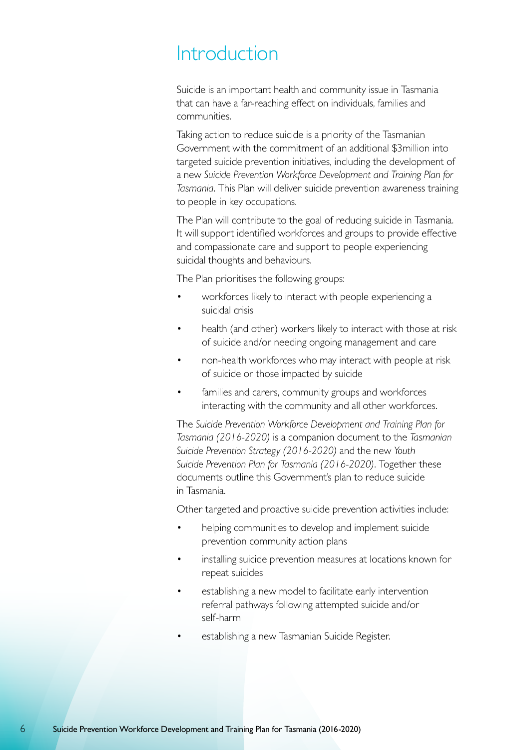# Introduction

Suicide is an important health and community issue in Tasmania that can have a far-reaching effect on individuals, families and communities.

Taking action to reduce suicide is a priority of the Tasmanian Government with the commitment of an additional $3million into targeted suicide prevention initiatives, including the development of a new *Suicide Prevention Workforce Development and Training Plan for Tasmania*. This Plan will deliver suicide prevention awareness training to people in key occupations.

The Plan will contribute to the goal of reducing suicide in Tasmania. It will support identified workforces and groups to provide effective and compassionate care and support to people experiencing suicidal thoughts and behaviours.

The Plan prioritises the following groups:

- workforces likely to interact with people experiencing a suicidal crisis
- health (and other) workers likely to interact with those at risk of suicide and/or needing ongoing management and care
- non-health workforces who may interact with people at risk of suicide or those impacted by suicide
- families and carers, community groups and workforces interacting with the community and all other workforces.

The *Suicide Prevention Workforce Development and Training Plan for Tasmania (2016-2020)* is a companion document to the *Tasmanian Suicide Prevention Strategy (2016-2020)* and the new *Youth Suicide Prevention Plan for Tasmania (2016-2020)*. Together these documents outline this Government's plan to reduce suicide in Tasmania.

Other targeted and proactive suicide prevention activities include:

- helping communities to develop and implement suicide prevention community action plans
- installing suicide prevention measures at locations known for repeat suicides
- establishing a new model to facilitate early intervention referral pathways following attempted suicide and/or self-harm
- establishing a new Tasmanian Suicide Register.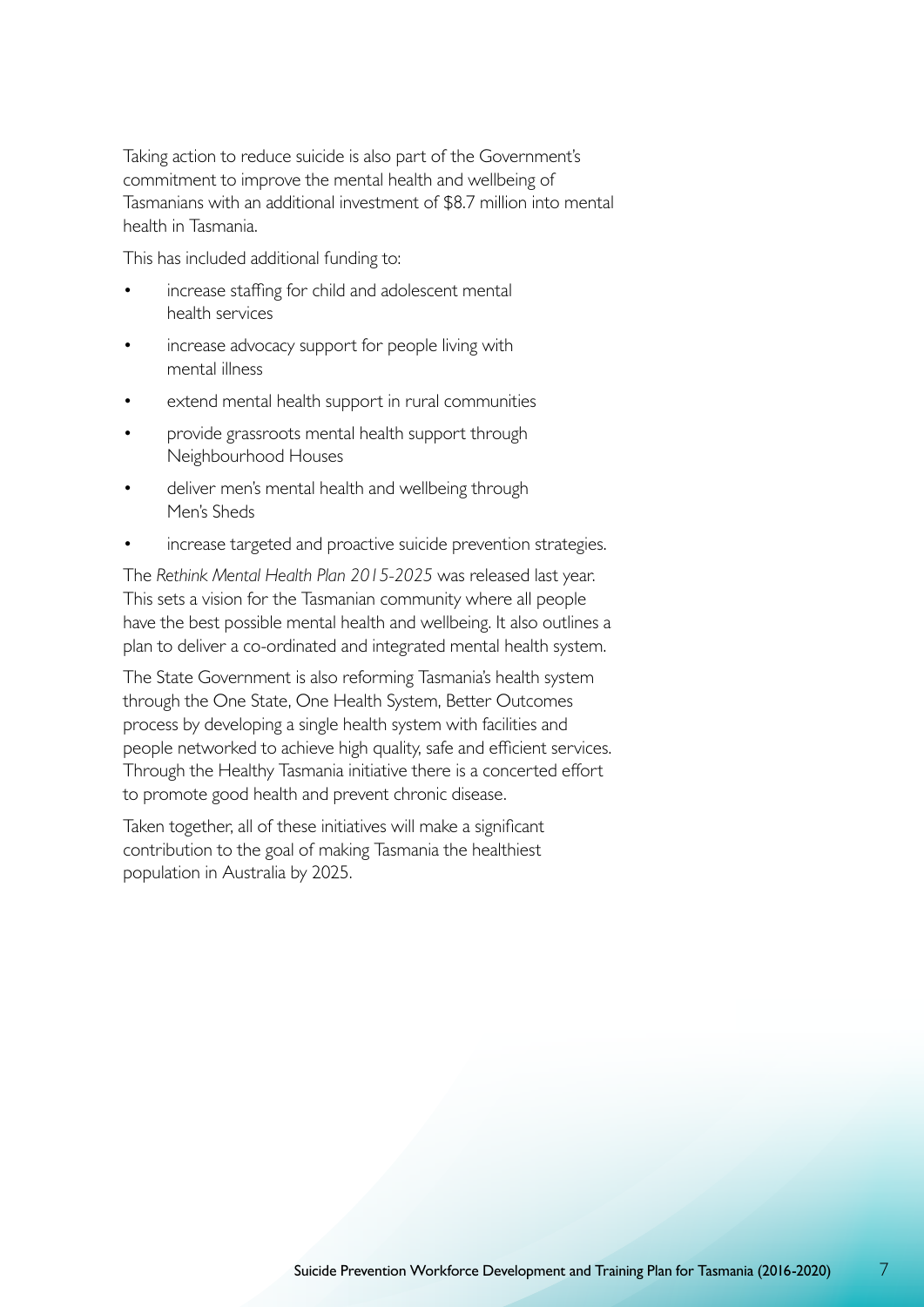Taking action to reduce suicide is also part of the Government's commitment to improve the mental health and wellbeing of Tasmanians with an additional investment of $8.7 million into mental health in Tasmania.

This has included additional funding to:

- increase staffing for child and adolescent mental health services
- increase advocacy support for people living with mental illness
- extend mental health support in rural communities
- provide grassroots mental health support through Neighbourhood Houses
- deliver men's mental health and wellbeing through Men's Sheds
- increase targeted and proactive suicide prevention strategies.

The *Rethink Mental Health Plan 2015-2025* was released last year. This sets a vision for the Tasmanian community where all people have the best possible mental health and wellbeing. It also outlines a plan to deliver a co-ordinated and integrated mental health system.

The State Government is also reforming Tasmania's health system through the One State, One Health System, Better Outcomes process by developing a single health system with facilities and people networked to achieve high quality, safe and efficient services. Through the Healthy Tasmania initiative there is a concerted effort to promote good health and prevent chronic disease.

Taken together, all of these initiatives will make a significant contribution to the goal of making Tasmania the healthiest population in Australia by 2025.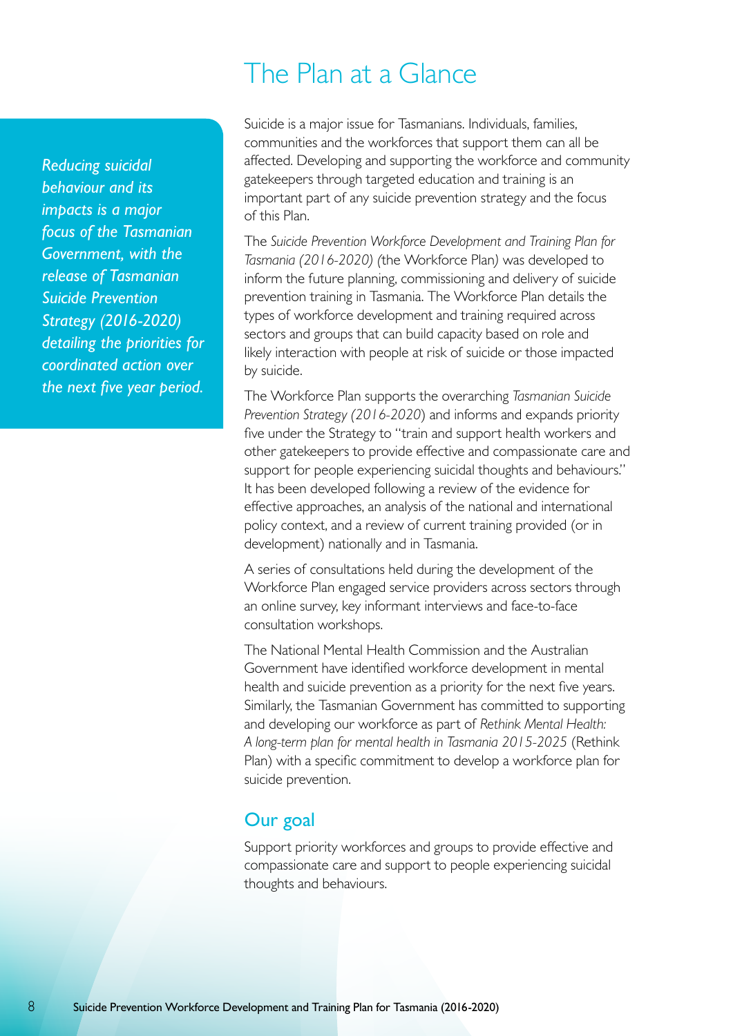# The Plan at a Glance

*Reducing suicidal behaviour and its impacts is a major focus of the Tasmanian Government, with the release of Tasmanian Suicide Prevention Strategy (2016-2020) detailing the priorities for coordinated action over the next five year period.*

Suicide is a major issue for Tasmanians. Individuals, families, communities and the workforces that support them can all be affected. Developing and supporting the workforce and community gatekeepers through targeted education and training is an important part of any suicide prevention strategy and the focus of this Plan.

The *Suicide Prevention Workforce Development and Training Plan for Tasmania (2016-2020)* (the Workforce Plan) was developed to inform the future planning, commissioning and delivery of suicide prevention training in Tasmania. The Workforce Plan details the types of workforce development and training required across sectors and groups that can build capacity based on role and likely interaction with people at risk of suicide or those impacted by suicide.

The Workforce Plan supports the overarching *Tasmanian Suicide Prevention Strategy (2016-2020)* and informs and expands priority five under the Strategy to "train and support health workers and other gatekeepers to provide effective and compassionate care and support for people experiencing suicidal thoughts and behaviours." It has been developed following a review of the evidence for effective approaches, an analysis of the national and international policy context, and a review of current training provided (or in development) nationally and in Tasmania.

A series of consultations held during the development of the Workforce Plan engaged service providers across sectors through an online survey, key informant interviews and face-to-face consultation workshops.

The National Mental Health Commission and the Australian Government have identified workforce development in mental health and suicide prevention as a priority for the next five years. Similarly, the Tasmanian Government has committed to supporting and developing our workforce as part of *Rethink Mental Health: A long-term plan for mental health in Tasmania 2015-2025* (Rethink Plan) with a specific commitment to develop a workforce plan for suicide prevention.

## Our goal

Support priority workforces and groups to provide effective and compassionate care and support to people experiencing suicidal thoughts and behaviours.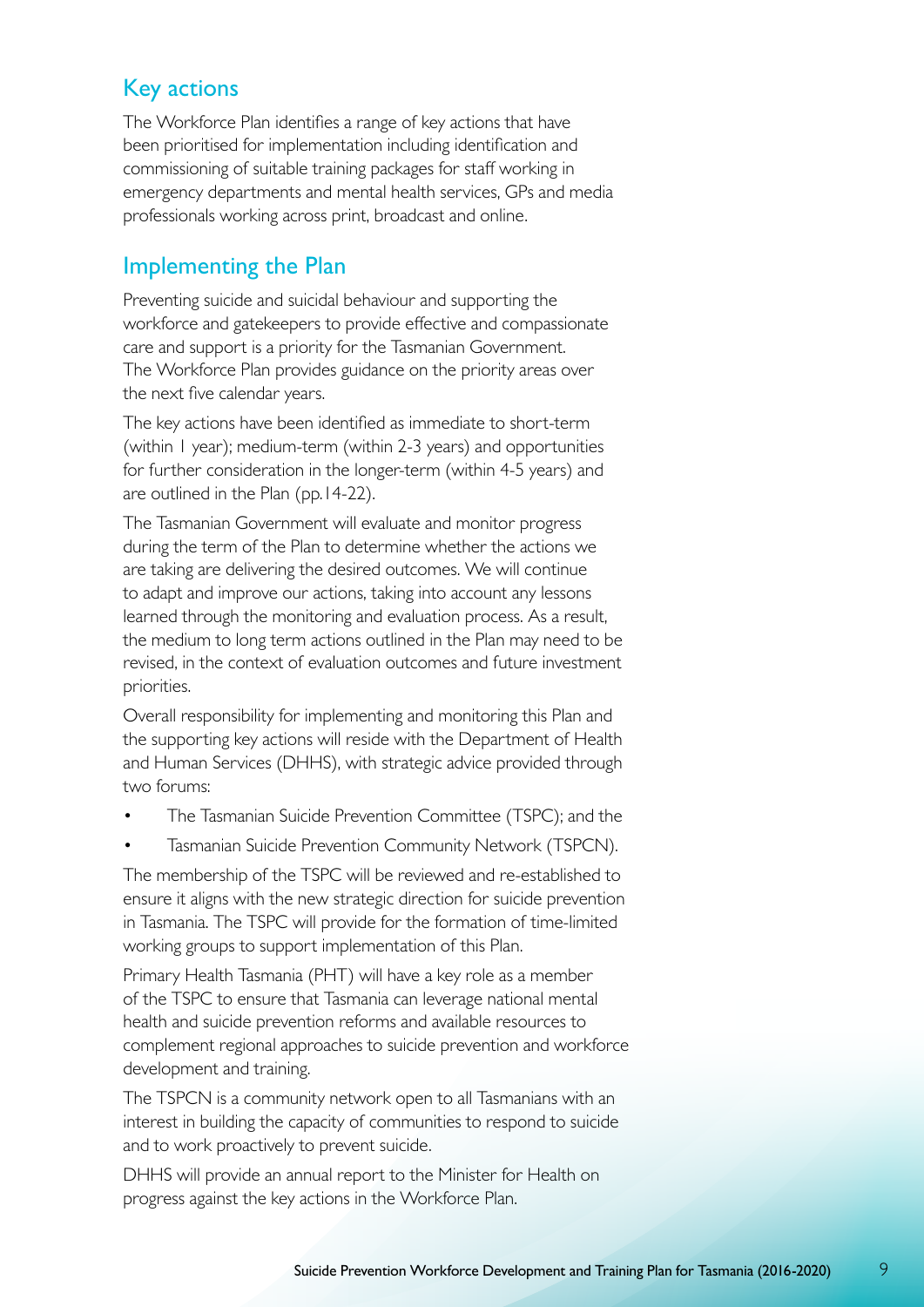## Key actions

The Workforce Plan identifies a range of key actions that have been prioritised for implementation including identification and commissioning of suitable training packages for staff working in emergency departments and mental health services, GPs and media professionals working across print, broadcast and online.

## Implementing the Plan

Preventing suicide and suicidal behaviour and supporting the workforce and gatekeepers to provide effective and compassionate care and support is a priority for the Tasmanian Government. The Workforce Plan provides guidance on the priority areas over the next five calendar years.

The key actions have been identified as immediate to short-term (within 1 year); medium-term (within 2-3 years) and opportunities for further consideration in the longer-term (within 4-5 years) and are outlined in the Plan (pp.14-22).

The Tasmanian Government will evaluate and monitor progress during the term of the Plan to determine whether the actions we are taking are delivering the desired outcomes. We will continue to adapt and improve our actions, taking into account any lessons learned through the monitoring and evaluation process. As a result, the medium to long term actions outlined in the Plan may need to be revised, in the context of evaluation outcomes and future investment priorities.

Overall responsibility for implementing and monitoring this Plan and the supporting key actions will reside with the Department of Health and Human Services (DHHS), with strategic advice provided through two forums:

- The Tasmanian Suicide Prevention Committee (TSPC); and the
- Tasmanian Suicide Prevention Community Network (TSPCN).

The membership of the TSPC will be reviewed and re-established to ensure it aligns with the new strategic direction for suicide prevention in Tasmania. The TSPC will provide for the formation of time-limited working groups to support implementation of this Plan.

Primary Health Tasmania (PHT) will have a key role as a member of the TSPC to ensure that Tasmania can leverage national mental health and suicide prevention reforms and available resources to complement regional approaches to suicide prevention and workforce development and training.

The TSPCN is a community network open to all Tasmanians with an interest in building the capacity of communities to respond to suicide and to work proactively to prevent suicide.

DHHS will provide an annual report to the Minister for Health on progress against the key actions in the Workforce Plan.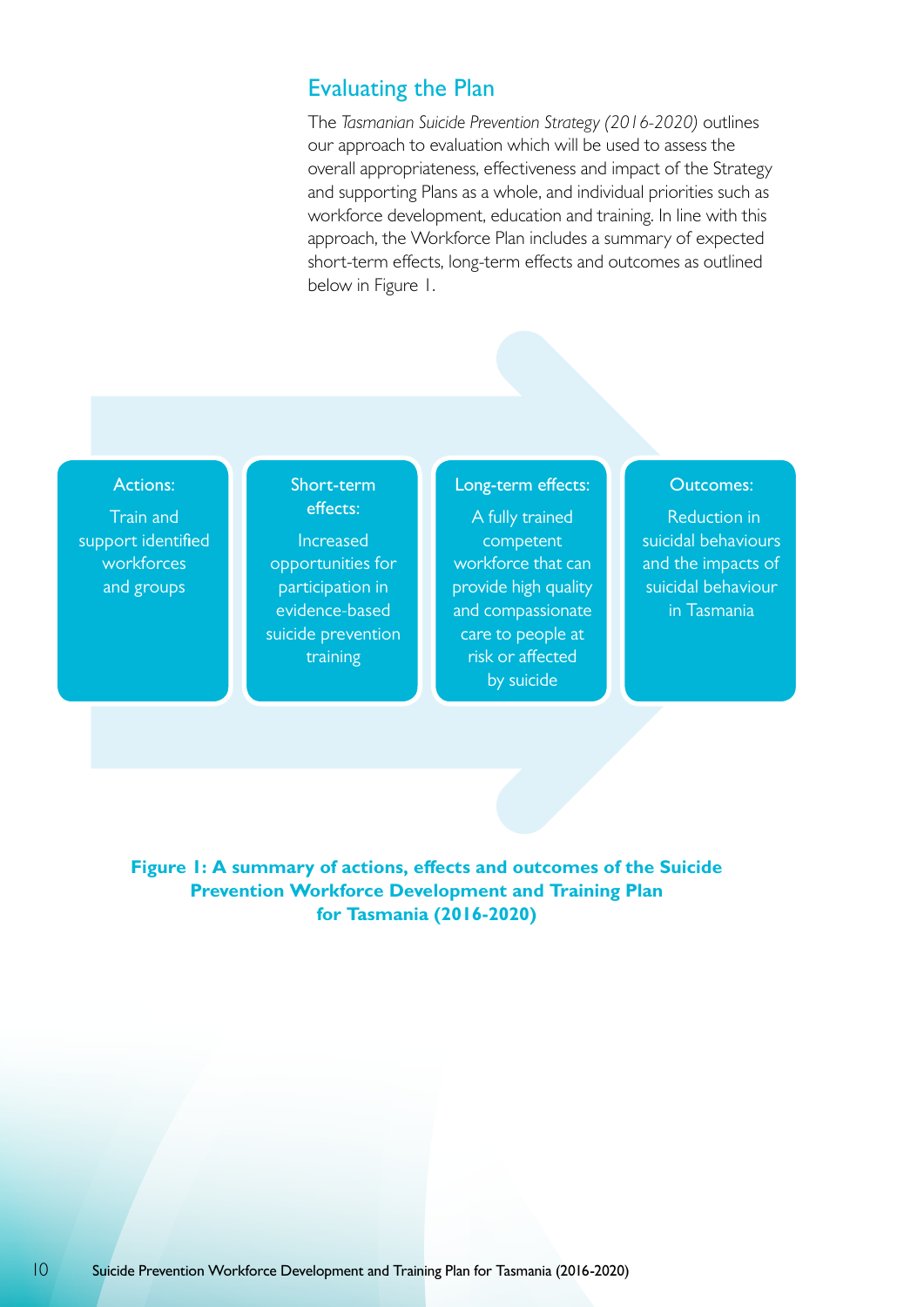## Evaluating the Plan

The *Tasmanian Suicide Prevention Strategy (2016-2020)* outlines our approach to evaluation which will be used to assess the overall appropriateness, effectiveness and impact of the Strategy and supporting Plans as a whole, and individual priorities such as workforce development, education and training. In line with this approach, the Workforce Plan includes a summary of expected short-term effects, long-term effects and outcomes as outlined below in Figure 1.

| Actions: | Short-term effects: | Long-term effects: | Outcomes: |
|---|---|---|---|
| Train and support identified workforces and groups | Increased opportunities for participation in evidence-based suicide prevention training | A fully trained competent workforce that can provide high quality and compassionate care to people at risk or affected by suicide | Reduction in suicidal behaviours and the impacts of suicidal behaviour in Tasmania |

**Figure 1: A summary of actions, effects and outcomes of the Suicide Prevention Workforce Development and Training Plan for Tasmania (2016-2020)**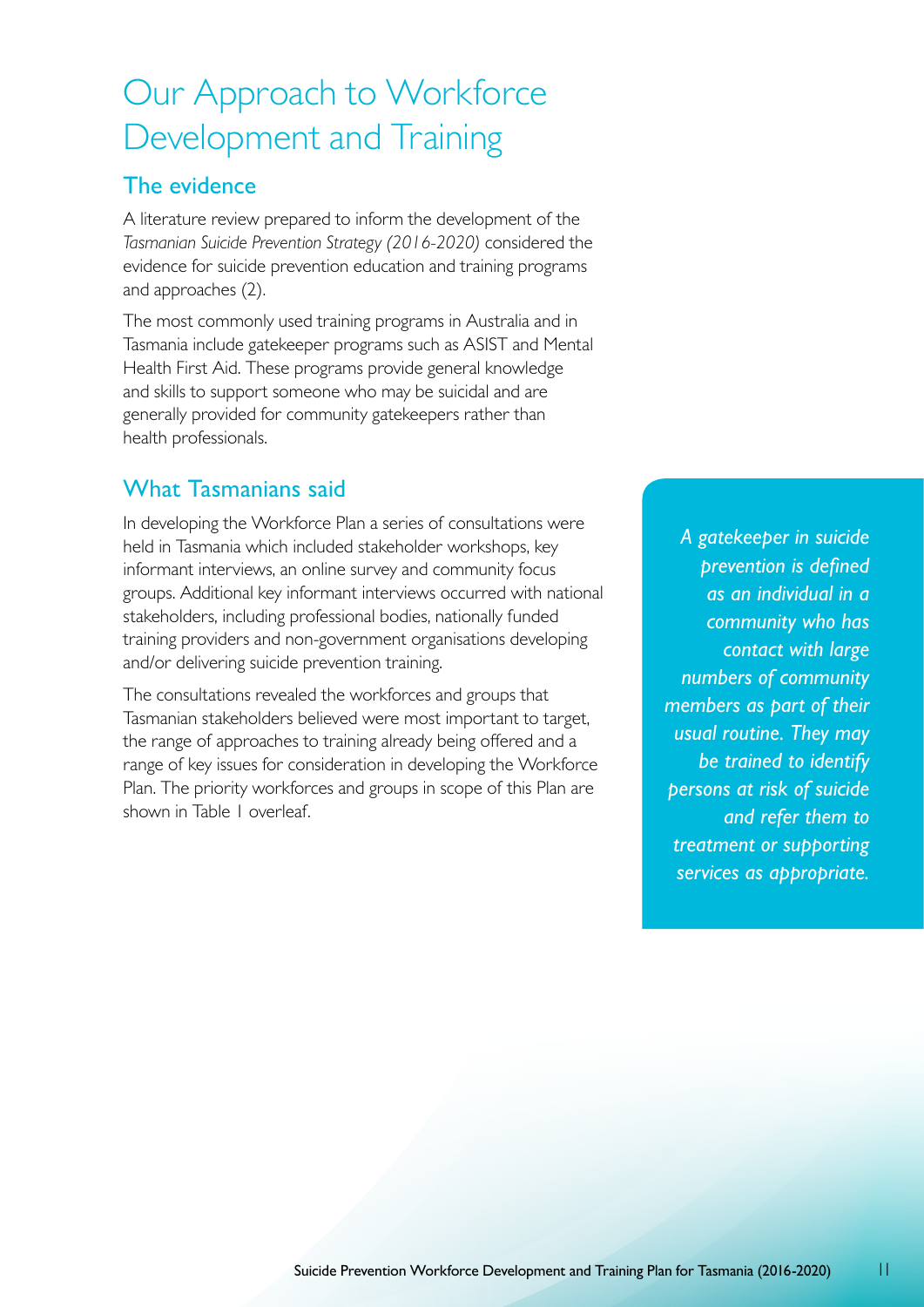# Our Approach to Workforce Development and Training

## The evidence

A literature review prepared to inform the development of the *Tasmanian Suicide Prevention Strategy (2016-2020)* considered the evidence for suicide prevention education and training programs and approaches (2).

The most commonly used training programs in Australia and in Tasmania include gatekeeper programs such as ASIST and Mental Health First Aid. These programs provide general knowledge and skills to support someone who may be suicidal and are generally provided for community gatekeepers rather than health professionals.

## What Tasmanians said

In developing the Workforce Plan a series of consultations were held in Tasmania which included stakeholder workshops, key informant interviews, an online survey and community focus groups. Additional key informant interviews occurred with national stakeholders, including professional bodies, nationally funded training providers and non-government organisations developing and/or delivering suicide prevention training.

The consultations revealed the workforces and groups that Tasmanian stakeholders believed were most important to target, the range of approaches to training already being offered and a range of key issues for consideration in developing the Workforce Plan. The priority workforces and groups in scope of this Plan are shown in Table 1 overleaf.

*A gatekeeper in suicide prevention is defined as an individual in a community who has contact with large numbers of community members as part of their usual routine. They may be trained to identify persons at risk of suicide and refer them to treatment or supporting services as appropriate.*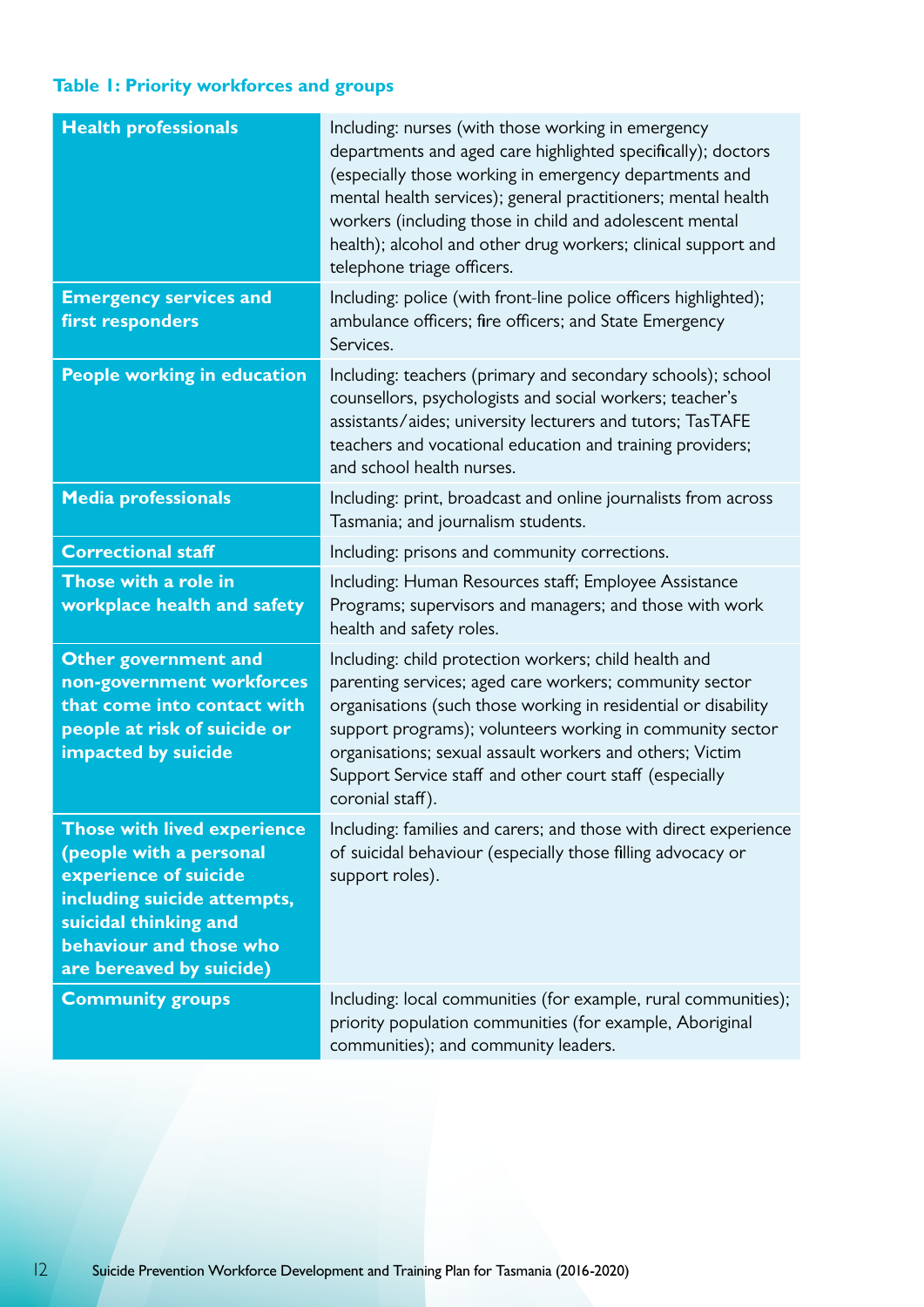**Table 1: Priority workforces and groups**

| | |
|---|---|
| **Health professionals** | Including: nurses (with those working in emergency departments and aged care highlighted specifically); doctors (especially those working in emergency departments and mental health services); general practitioners; mental health workers (including those in child and adolescent mental health); alcohol and other drug workers; clinical support and telephone triage officers. |
| **Emergency services and first responders** | Including: police (with front-line police officers highlighted); ambulance officers; fire officers; and State Emergency Services. |
| **People working in education** | Including: teachers (primary and secondary schools); school counsellors, psychologists and social workers; teacher's assistants/aides; university lecturers and tutors; TasTAFE teachers and vocational education and training providers; and school health nurses. |
| **Media professionals** | Including: print, broadcast and online journalists from across Tasmania; and journalism students. |
| **Correctional staff** | Including: prisons and community corrections. |
| **Those with a role in workplace health and safety** | Including: Human Resources staff; Employee Assistance Programs; supervisors and managers; and those with work health and safety roles. |
| **Other government and non-government workforces that come into contact with people at risk of suicide or impacted by suicide** | Including: child protection workers; child health and parenting services; aged care workers; community sector organisations (such those working in residential or disability support programs); volunteers working in community sector organisations; sexual assault workers and others; Victim Support Service staff and other court staff (especially coronial staff). |
| **Those with lived experience (people with a personal experience of suicide including suicide attempts, suicidal thinking and behaviour and those who are bereaved by suicide)** | Including: families and carers; and those with direct experience of suicidal behaviour (especially those filling advocacy or support roles). |
| **Community groups** | Including: local communities (for example, rural communities); priority population communities (for example, Aboriginal communities); and community leaders. |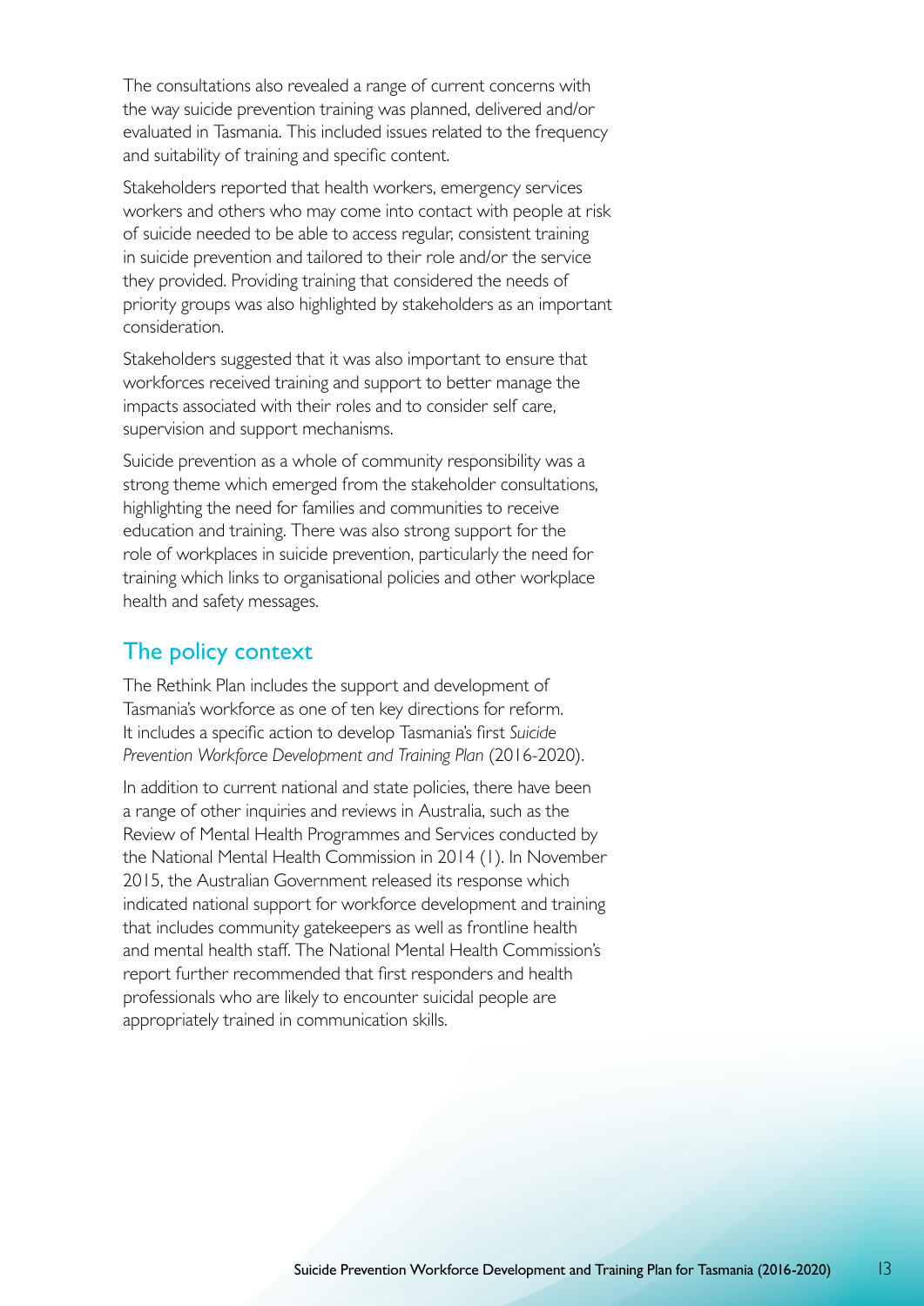The consultations also revealed a range of current concerns with the way suicide prevention training was planned, delivered and/or evaluated in Tasmania. This included issues related to the frequency and suitability of training and specific content.

Stakeholders reported that health workers, emergency services workers and others who may come into contact with people at risk of suicide needed to be able to access regular, consistent training in suicide prevention and tailored to their role and/or the service they provided. Providing training that considered the needs of priority groups was also highlighted by stakeholders as an important consideration.

Stakeholders suggested that it was also important to ensure that workforces received training and support to better manage the impacts associated with their roles and to consider self care, supervision and support mechanisms.

Suicide prevention as a whole of community responsibility was a strong theme which emerged from the stakeholder consultations, highlighting the need for families and communities to receive education and training. There was also strong support for the role of workplaces in suicide prevention, particularly the need for training which links to organisational policies and other workplace health and safety messages.

## The policy context

The Rethink Plan includes the support and development of Tasmania's workforce as one of ten key directions for reform. It includes a specific action to develop Tasmania's first *Suicide Prevention Workforce Development and Training Plan* (2016-2020).

In addition to current national and state policies, there have been a range of other inquiries and reviews in Australia, such as the Review of Mental Health Programmes and Services conducted by the National Mental Health Commission in 2014 (1). In November 2015, the Australian Government released its response which indicated national support for workforce development and training that includes community gatekeepers as well as frontline health and mental health staff. The National Mental Health Commission's report further recommended that first responders and health professionals who are likely to encounter suicidal people are appropriately trained in communication skills.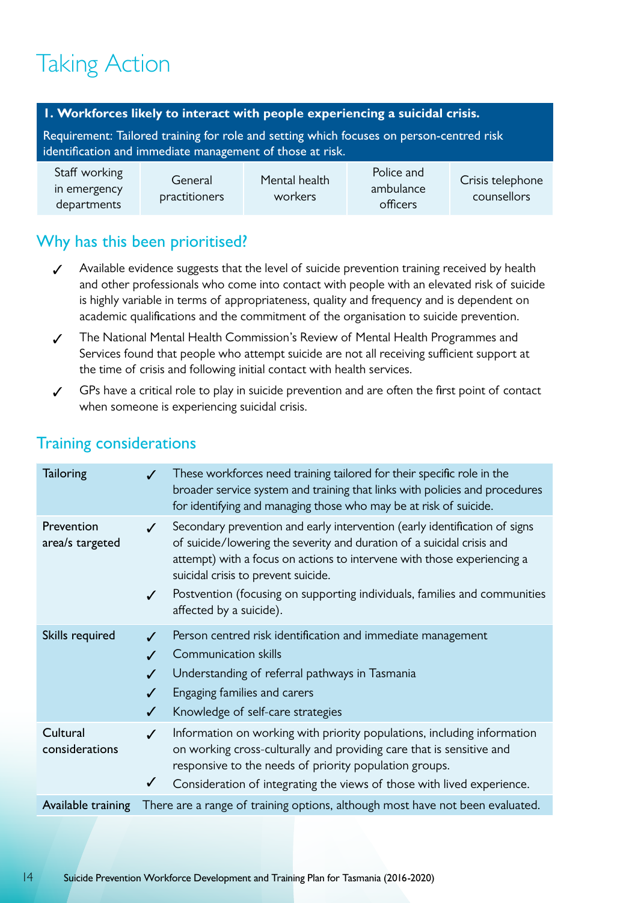# Taking Action

| **1. Workforces likely to interact with people experiencing a suicidal crisis.** Requirement: Tailored training for role and setting which focuses on person-centred risk identification and immediate management of those at risk. | | | | |
|---|---|---|---|---|
| Staff working in emergency departments | General practitioners | Mental health workers | Police and ambulance officers | Crisis telephone counsellors |

## Why has this been prioritised?

- ✓ Available evidence suggests that the level of suicide prevention training received by health and other professionals who come into contact with people with an elevated risk of suicide is highly variable in terms of appropriateness, quality and frequency and is dependent on academic qualifications and the commitment of the organisation to suicide prevention.
- ✓ The National Mental Health Commission's Review of Mental Health Programmes and Services found that people who attempt suicide are not all receiving sufficient support at the time of crisis and following initial contact with health services.
- ✓ GPs have a critical role to play in suicide prevention and are often the first point of contact when someone is experiencing suicidal crisis.

## Training considerations

| | |
|---|---|
| Tailoring | ✓ These workforces need training tailored for their specific role in the broader service system and training that links with policies and procedures for identifying and managing those who may be at risk of suicide. |
| Prevention area/s targeted | ✓ Secondary prevention and early intervention (early identification of signs of suicide/lowering the severity and duration of a suicidal crisis and attempt) with a focus on actions to intervene with those experiencing a suicidal crisis to prevent suicide.<br>✓ Postvention (focusing on supporting individuals, families and communities affected by a suicide). |
| Skills required | ✓ Person centred risk identification and immediate management<br>✓ Communication skills<br>✓ Understanding of referral pathways in Tasmania<br>✓ Engaging families and carers<br>✓ Knowledge of self-care strategies |
| Cultural considerations | ✓ Information on working with priority populations, including information on working cross-culturally and providing care that is sensitive and responsive to the needs of priority population groups.<br>✓ Consideration of integrating the views of those with lived experience. |
| Available training | There are a range of training options, although most have not been evaluated. |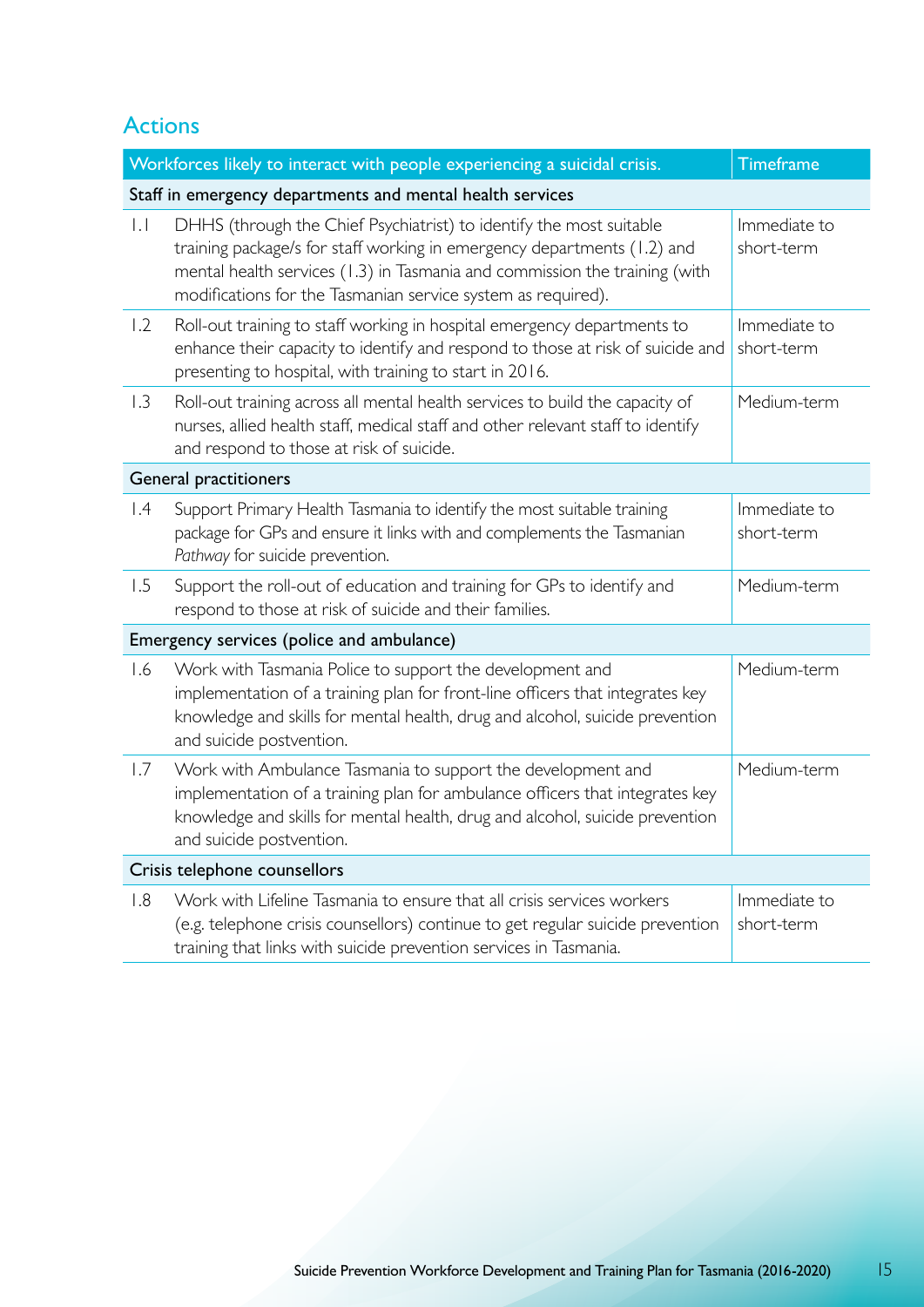## Actions

| | Workforces likely to interact with people experiencing a suicidal crisis. | Timeframe |
|---|---|---|
| **Staff in emergency departments and mental health services** | | |
| 1.1 | DHHS (through the Chief Psychiatrist) to identify the most suitable training package/s for staff working in emergency departments (1.2) and mental health services (1.3) in Tasmania and commission the training (with modifications for the Tasmanian service system as required). | Immediate to short-term |
| 1.2 | Roll-out training to staff working in hospital emergency departments to enhance their capacity to identify and respond to those at risk of suicide and presenting to hospital, with training to start in 2016. | Immediate to short-term |
| 1.3 | Roll-out training across all mental health services to build the capacity of nurses, allied health staff, medical staff and other relevant staff to identify and respond to those at risk of suicide. | Medium-term |
| **General practitioners** | | |
| 1.4 | Support Primary Health Tasmania to identify the most suitable training package for GPs and ensure it links with and complements the Tasmanian *Pathway* for suicide prevention. | Immediate to short-term |
| 1.5 | Support the roll-out of education and training for GPs to identify and respond to those at risk of suicide and their families. | Medium-term |
| **Emergency services (police and ambulance)** | | |
| 1.6 | Work with Tasmania Police to support the development and implementation of a training plan for front-line officers that integrates key knowledge and skills for mental health, drug and alcohol, suicide prevention and suicide postvention. | Medium-term |
| 1.7 | Work with Ambulance Tasmania to support the development and implementation of a training plan for ambulance officers that integrates key knowledge and skills for mental health, drug and alcohol, suicide prevention and suicide postvention. | Medium-term |
| **Crisis telephone counsellors** | | |
| 1.8 | Work with Lifeline Tasmania to ensure that all crisis services workers (e.g. telephone crisis counsellors) continue to get regular suicide prevention training that links with suicide prevention services in Tasmania. | Immediate to short-term |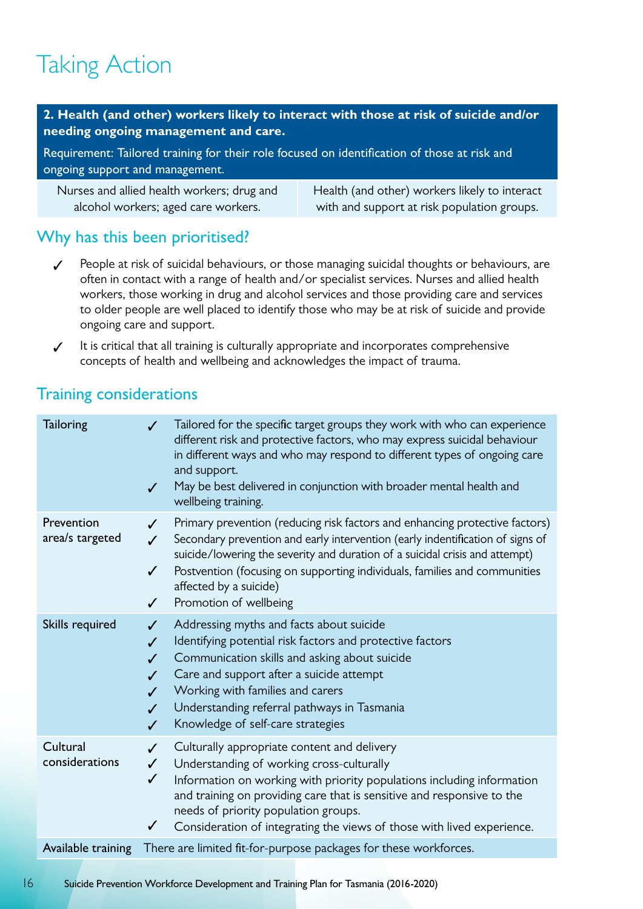# Taking Action

| **2. Health (and other) workers likely to interact with those at risk of suicide and/or needing ongoing management and care.** | |
|---|---|
| Requirement: Tailored training for their role focused on identification of those at risk and ongoing support and management. | |
| Nurses and allied health workers; drug and alcohol workers; aged care workers. | Health (and other) workers likely to interact with and support at risk population groups. |

## Why has this been prioritised?

- ✓ People at risk of suicidal behaviours, or those managing suicidal thoughts or behaviours, are often in contact with a range of health and/or specialist services. Nurses and allied health workers, those working in drug and alcohol services and those providing care and services to older people are well placed to identify those who may be at risk of suicide and provide ongoing care and support.
- ✓ It is critical that all training is culturally appropriate and incorporates comprehensive concepts of health and wellbeing and acknowledges the impact of trauma.

## Training considerations

| | |
|---|---|
| Tailoring | ✓ Tailored for the specific target groups they work with who can experience different risk and protective factors, who may express suicidal behaviour in different ways and who may respond to different types of ongoing care and support.<br>✓ May be best delivered in conjunction with broader mental health and wellbeing training. |
| Prevention area/s targeted | ✓ Primary prevention (reducing risk factors and enhancing protective factors)<br>✓ Secondary prevention and early intervention (early indentification of signs of suicide/lowering the severity and duration of a suicidal crisis and attempt)<br>✓ Postvention (focusing on supporting individuals, families and communities affected by a suicide)<br>✓ Promotion of wellbeing |
| Skills required | ✓ Addressing myths and facts about suicide<br>✓ Identifying potential risk factors and protective factors<br>✓ Communication skills and asking about suicide<br>✓ Care and support after a suicide attempt<br>✓ Working with families and carers<br>✓ Understanding referral pathways in Tasmania<br>✓ Knowledge of self-care strategies |
| Cultural considerations | ✓ Culturally appropriate content and delivery<br>✓ Understanding of working cross-culturally<br>✓ Information on working with priority populations including information and training on providing care that is sensitive and responsive to the needs of priority population groups.<br>✓ Consideration of integrating the views of those with lived experience. |
| Available training | There are limited fit-for-purpose packages for these workforces. |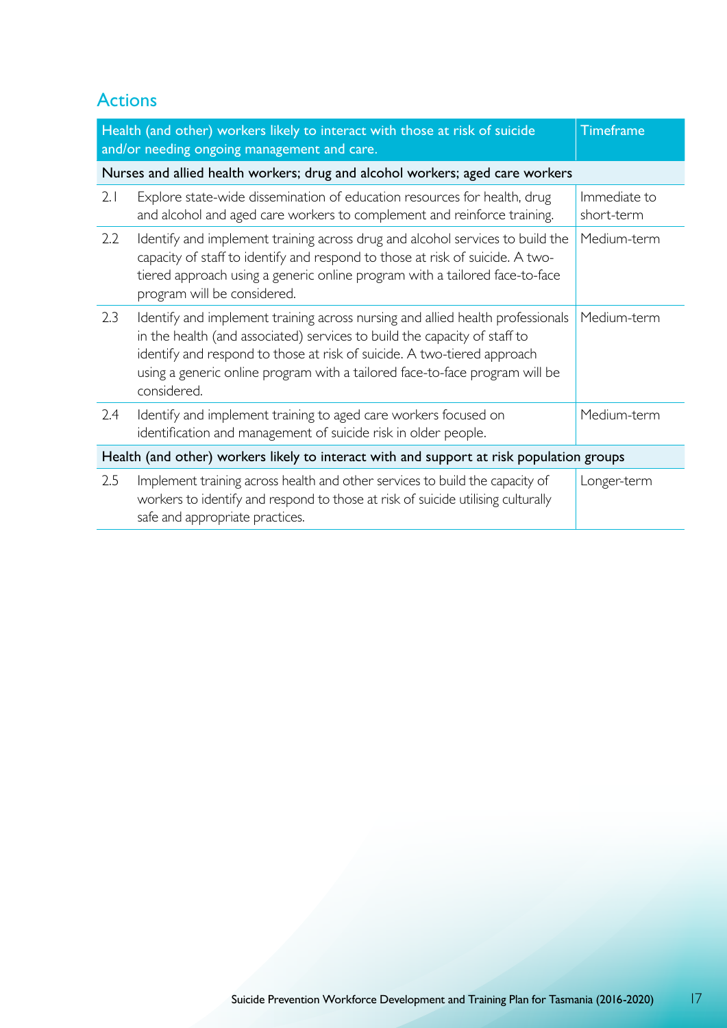## Actions

| | Health (and other) workers likely to interact with those at risk of suicide and/or needing ongoing management and care. | Timeframe |
|---|---|---|
| | **Nurses and allied health workers; drug and alcohol workers; aged care workers** | |
| 2.1 | Explore state-wide dissemination of education resources for health, drug and alcohol and aged care workers to complement and reinforce training. | Immediate to short-term |
| 2.2 | Identify and implement training across drug and alcohol services to build the capacity of staff to identify and respond to those at risk of suicide. A two-tiered approach using a generic online program with a tailored face-to-face program will be considered. | Medium-term |
| 2.3 | Identify and implement training across nursing and allied health professionals in the health (and associated) services to build the capacity of staff to identify and respond to those at risk of suicide. A two-tiered approach using a generic online program with a tailored face-to-face program will be considered. | Medium-term |
| 2.4 | Identify and implement training to aged care workers focused on identification and management of suicide risk in older people. | Medium-term |
| | **Health (and other) workers likely to interact with and support at risk population groups** | |
| 2.5 | Implement training across health and other services to build the capacity of workers to identify and respond to those at risk of suicide utilising culturally safe and appropriate practices. | Longer-term |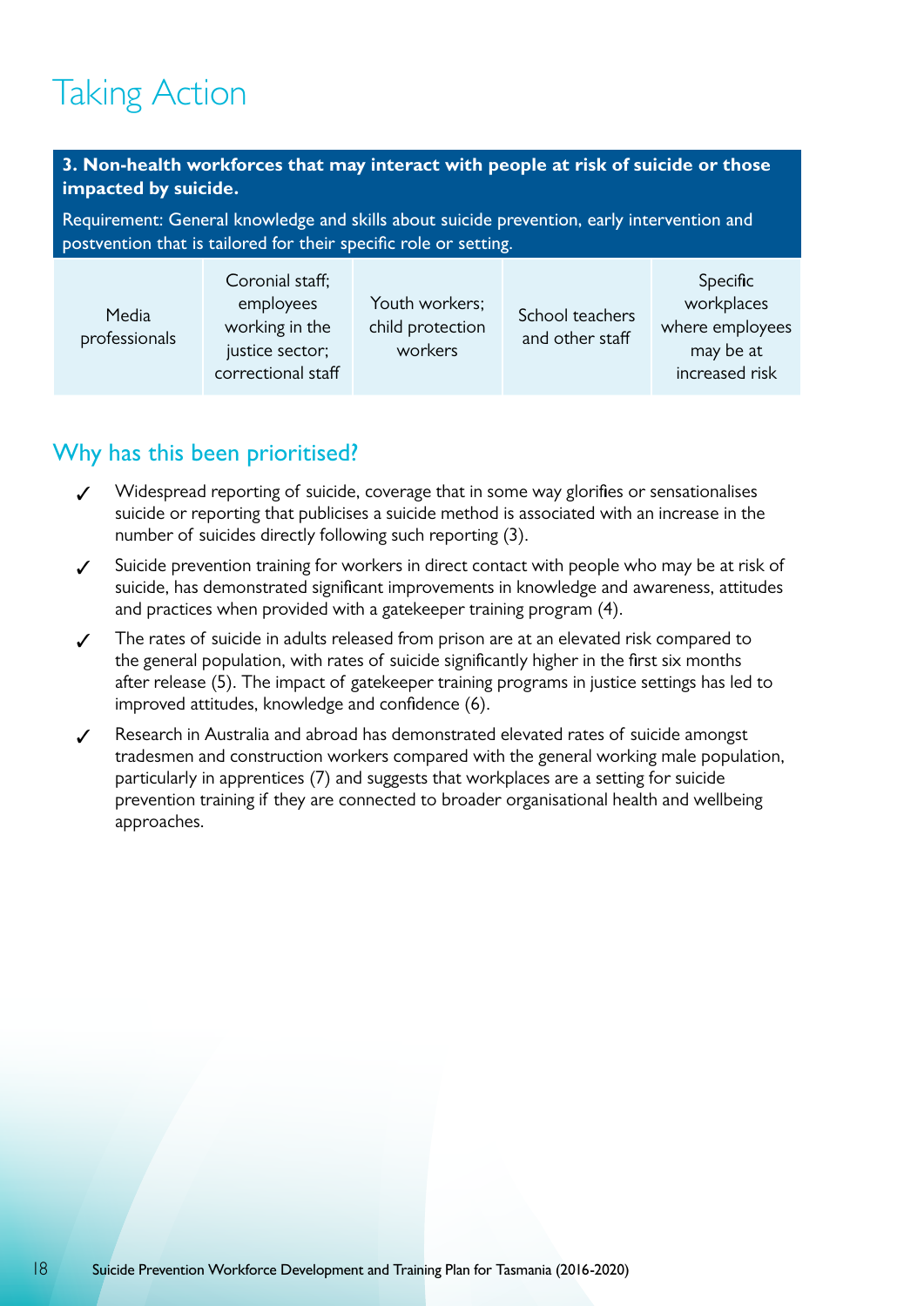# Taking Action

**3. Non-health workforces that may interact with people at risk of suicide or those impacted by suicide.**

Requirement: General knowledge and skills about suicide prevention, early intervention and postvention that is tailored for their specific role or setting.

| Media professionals | Coronial staff; employees working in the justice sector; correctional staff | Youth workers; child protection workers | School teachers and other staff | Specific workplaces where employees may be at increased risk |
|---|---|---|---|---|

## Why has this been prioritised?

- ✓ Widespread reporting of suicide, coverage that in some way glorifies or sensationalises suicide or reporting that publicises a suicide method is associated with an increase in the number of suicides directly following such reporting (3).
- ✓ Suicide prevention training for workers in direct contact with people who may be at risk of suicide, has demonstrated significant improvements in knowledge and awareness, attitudes and practices when provided with a gatekeeper training program (4).
- ✓ The rates of suicide in adults released from prison are at an elevated risk compared to the general population, with rates of suicide significantly higher in the first six months after release (5). The impact of gatekeeper training programs in justice settings has led to improved attitudes, knowledge and confidence (6).
- ✓ Research in Australia and abroad has demonstrated elevated rates of suicide amongst tradesmen and construction workers compared with the general working male population, particularly in apprentices (7) and suggests that workplaces are a setting for suicide prevention training if they are connected to broader organisational health and wellbeing approaches.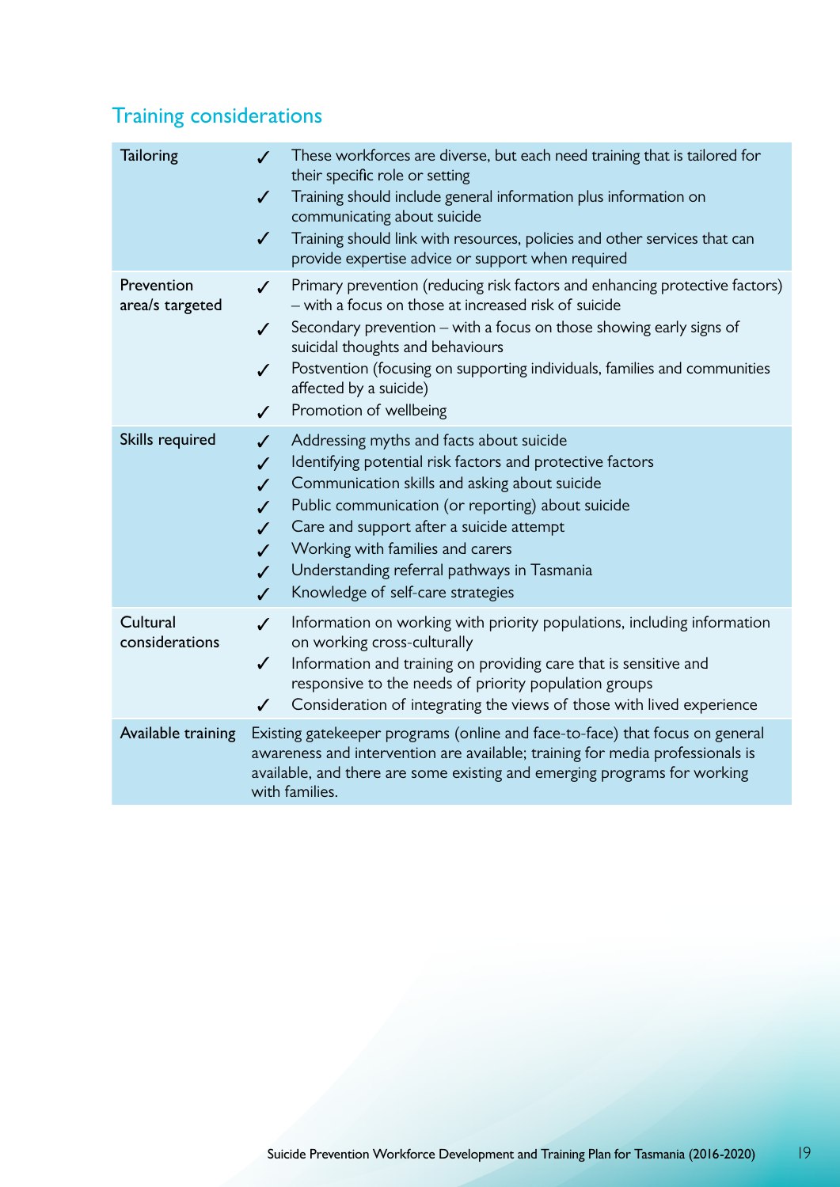## Training considerations

| | |
|---|---|
| Tailoring | ✓ These workforces are diverse, but each need training that is tailored for their specific role or setting<br>✓ Training should include general information plus information on communicating about suicide<br>✓ Training should link with resources, policies and other services that can provide expertise advice or support when required |
| Prevention area/s targeted | ✓ Primary prevention (reducing risk factors and enhancing protective factors) – with a focus on those at increased risk of suicide<br>✓ Secondary prevention – with a focus on those showing early signs of suicidal thoughts and behaviours<br>✓ Postvention (focusing on supporting individuals, families and communities affected by a suicide)<br>✓ Promotion of wellbeing |
| Skills required | ✓ Addressing myths and facts about suicide<br>✓ Identifying potential risk factors and protective factors<br>✓ Communication skills and asking about suicide<br>✓ Public communication (or reporting) about suicide<br>✓ Care and support after a suicide attempt<br>✓ Working with families and carers<br>✓ Understanding referral pathways in Tasmania<br>✓ Knowledge of self-care strategies |
| Cultural considerations | ✓ Information on working with priority populations, including information on working cross-culturally<br>✓ Information and training on providing care that is sensitive and responsive to the needs of priority population groups<br>✓ Consideration of integrating the views of those with lived experience |
| Available training | Existing gatekeeper programs (online and face-to-face) that focus on general awareness and intervention are available; training for media professionals is available, and there are some existing and emerging programs for working with families. |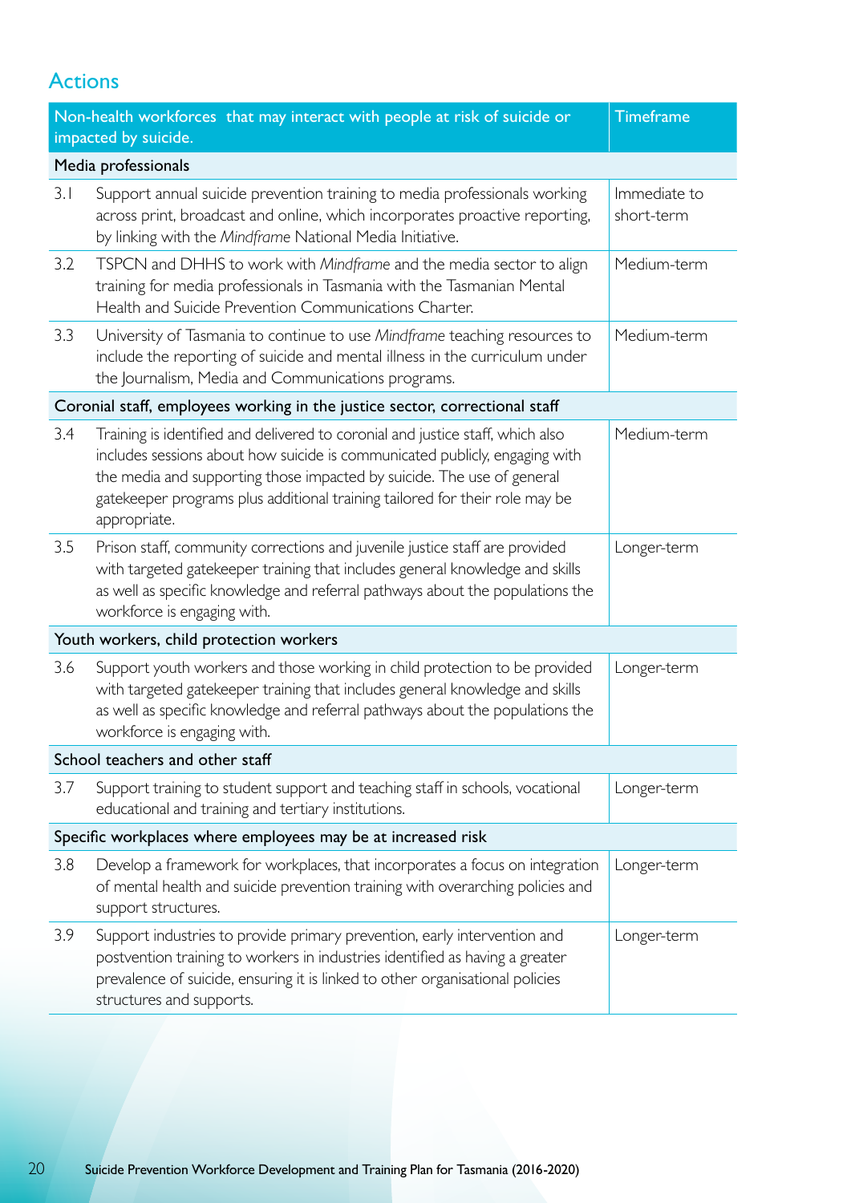## Actions

| | Non-health workforces that may interact with people at risk of suicide or impacted by suicide. | Timeframe |
|---|---|---|
| **Media professionals** | | |
| 3.1 | Support annual suicide prevention training to media professionals working across print, broadcast and online, which incorporates proactive reporting, by linking with the *Mindframe* National Media Initiative. | Immediate to short-term |
| 3.2 | TSPCN and DHHS to work with *Mindframe* and the media sector to align training for media professionals in Tasmania with the Tasmanian Mental Health and Suicide Prevention Communications Charter. | Medium-term |
| 3.3 | University of Tasmania to continue to use *Mindframe* teaching resources to include the reporting of suicide and mental illness in the curriculum under the Journalism, Media and Communications programs. | Medium-term |
| **Coronial staff, employees working in the justice sector, correctional staff** | | |
| 3.4 | Training is identified and delivered to coronial and justice staff, which also includes sessions about how suicide is communicated publicly, engaging with the media and supporting those impacted by suicide. The use of general gatekeeper programs plus additional training tailored for their role may be appropriate. | Medium-term |
| 3.5 | Prison staff, community corrections and juvenile justice staff are provided with targeted gatekeeper training that includes general knowledge and skills as well as specific knowledge and referral pathways about the populations the workforce is engaging with. | Longer-term |
| **Youth workers, child protection workers** | | |
| 3.6 | Support youth workers and those working in child protection to be provided with targeted gatekeeper training that includes general knowledge and skills as well as specific knowledge and referral pathways about the populations the workforce is engaging with. | Longer-term |
| **School teachers and other staff** | | |
| 3.7 | Support training to student support and teaching staff in schools, vocational educational and training and tertiary institutions. | Longer-term |
| **Specific workplaces where employees may be at increased risk** | | |
| 3.8 | Develop a framework for workplaces, that incorporates a focus on integration of mental health and suicide prevention training with overarching policies and support structures. | Longer-term |
| 3.9 | Support industries to provide primary prevention, early intervention and postvention training to workers in industries identified as having a greater prevalence of suicide, ensuring it is linked to other organisational policies structures and supports. | Longer-term |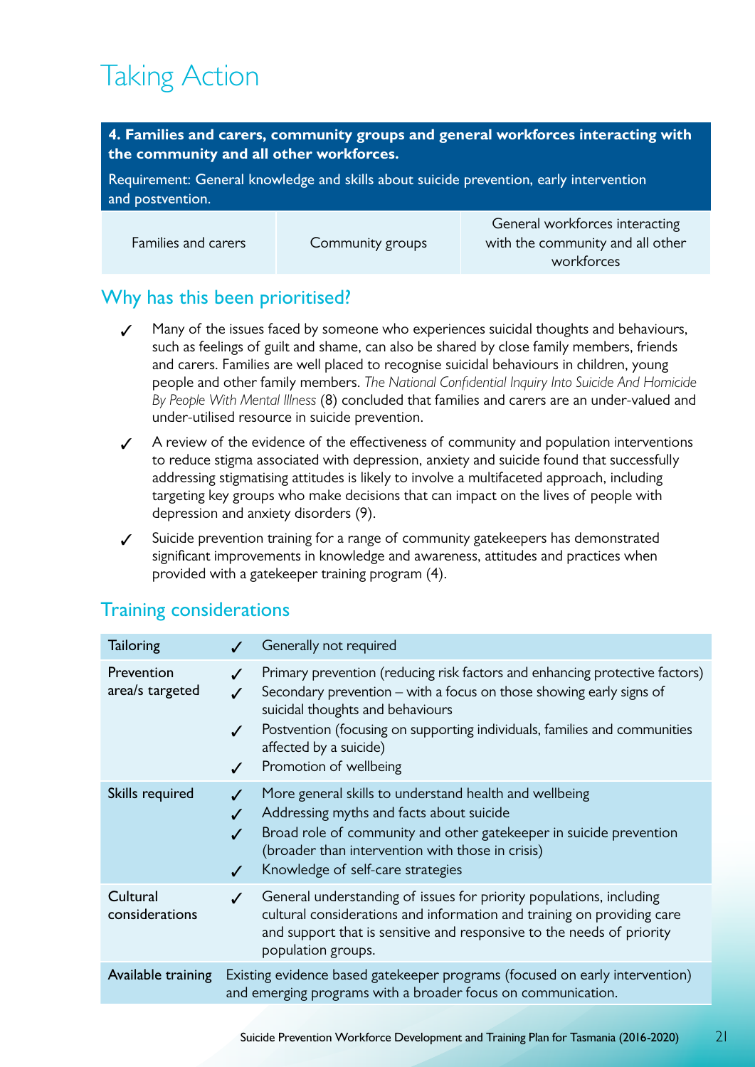# Taking Action

| **4. Families and carers, community groups and general workforces interacting with the community and all other workforces.**<br>Requirement: General knowledge and skills about suicide prevention, early intervention and postvention. | | |
|---|---|---|
| Families and carers | Community groups | General workforces interacting with the community and all other workforces |

## Why has this been prioritised?

- ✓ Many of the issues faced by someone who experiences suicidal thoughts and behaviours, such as feelings of guilt and shame, can also be shared by close family members, friends and carers. Families are well placed to recognise suicidal behaviours in children, young people and other family members. *The National Confidential Inquiry Into Suicide And Homicide By People With Mental Illness* (8) concluded that families and carers are an under-valued and under-utilised resource in suicide prevention.
- ✓ A review of the evidence of the effectiveness of community and population interventions to reduce stigma associated with depression, anxiety and suicide found that successfully addressing stigmatising attitudes is likely to involve a multifaceted approach, including targeting key groups who make decisions that can impact on the lives of people with depression and anxiety disorders (9).
- ✓ Suicide prevention training for a range of community gatekeepers has demonstrated significant improvements in knowledge and awareness, attitudes and practices when provided with a gatekeeper training program (4).

## Training considerations

| | |
|---|---|
| Tailoring | ✓ Generally not required |
| Prevention area/s targeted | ✓ Primary prevention (reducing risk factors and enhancing protective factors)<br>✓ Secondary prevention – with a focus on those showing early signs of suicidal thoughts and behaviours<br>✓ Postvention (focusing on supporting individuals, families and communities affected by a suicide)<br>✓ Promotion of wellbeing |
| Skills required | ✓ More general skills to understand health and wellbeing<br>✓ Addressing myths and facts about suicide<br>✓ Broad role of community and other gatekeeper in suicide prevention (broader than intervention with those in crisis)<br>✓ Knowledge of self-care strategies |
| Cultural considerations | ✓ General understanding of issues for priority populations, including cultural considerations and information and training on providing care and support that is sensitive and responsive to the needs of priority population groups. |
| Available training | Existing evidence based gatekeeper programs (focused on early intervention) and emerging programs with a broader focus on communication. |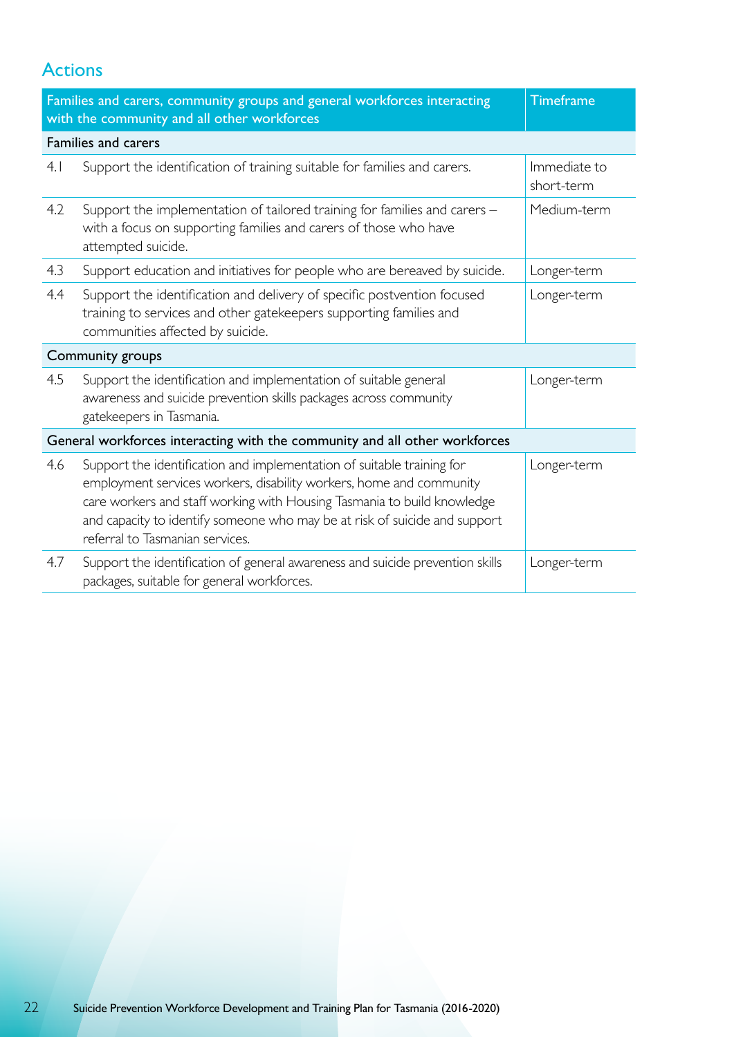## Actions

| Families and carers, community groups and general workforces interacting with the community and all other workforces | | Timeframe |
|---|---|---|
| **Families and carers** | | |
| 4.1 | Support the identification of training suitable for families and carers. | Immediate to short-term |
| 4.2 | Support the implementation of tailored training for families and carers – with a focus on supporting families and carers of those who have attempted suicide. | Medium-term |
| 4.3 | Support education and initiatives for people who are bereaved by suicide. | Longer-term |
| 4.4 | Support the identification and delivery of specific postvention focused training to services and other gatekeepers supporting families and communities affected by suicide. | Longer-term |
| **Community groups** | | |
| 4.5 | Support the identification and implementation of suitable general awareness and suicide prevention skills packages across community gatekeepers in Tasmania. | Longer-term |
| **General workforces interacting with the community and all other workforces** | | |
| 4.6 | Support the identification and implementation of suitable training for employment services workers, disability workers, home and community care workers and staff working with Housing Tasmania to build knowledge and capacity to identify someone who may be at risk of suicide and support referral to Tasmanian services. | Longer-term |
| 4.7 | Support the identification of general awareness and suicide prevention skills packages, suitable for general workforces. | Longer-term |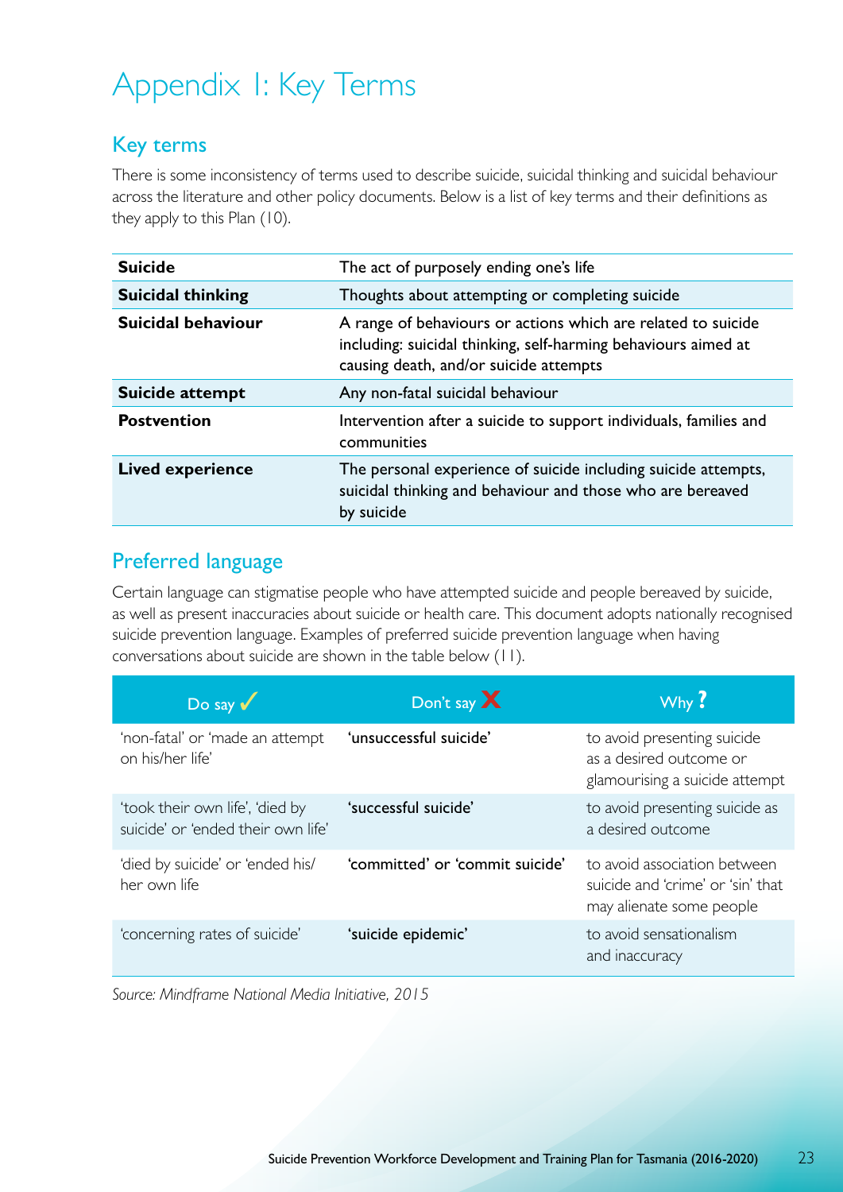# Appendix 1: Key Terms

## Key terms

There is some inconsistency of terms used to describe suicide, suicidal thinking and suicidal behaviour across the literature and other policy documents. Below is a list of key terms and their definitions as they apply to this Plan (10).

| | |
|---|---|
| **Suicide** | The act of purposely ending one's life |
| **Suicidal thinking** | Thoughts about attempting or completing suicide |
| **Suicidal behaviour** | A range of behaviours or actions which are related to suicide including: suicidal thinking, self-harming behaviours aimed at causing death, and/or suicide attempts |
| **Suicide attempt** | Any non-fatal suicidal behaviour |
| **Postvention** | Intervention after a suicide to support individuals, families and communities |
| **Lived experience** | The personal experience of suicide including suicide attempts, suicidal thinking and behaviour and those who are bereaved by suicide |

## Preferred language

Certain language can stigmatise people who have attempted suicide and people bereaved by suicide, as well as present inaccuracies about suicide or health care. This document adopts nationally recognised suicide prevention language. Examples of preferred suicide prevention language when having conversations about suicide are shown in the table below (11).

| Do say ✓ | Don't say ✗ | Why ? |
|---|---|---|
| 'non-fatal' or 'made an attempt on his/her life' | 'unsuccessful suicide' | to avoid presenting suicide as a desired outcome or glamourising a suicide attempt |
| 'took their own life', 'died by suicide' or 'ended their own life' | 'successful suicide' | to avoid presenting suicide as a desired outcome |
| 'died by suicide' or 'ended his/her own life | 'committed' or 'commit suicide' | to avoid association between suicide and 'crime' or 'sin' that may alienate some people |
| 'concerning rates of suicide' | 'suicide epidemic' | to avoid sensationalism and inaccuracy |

*Source: Mindframe National Media Initiative, 2015*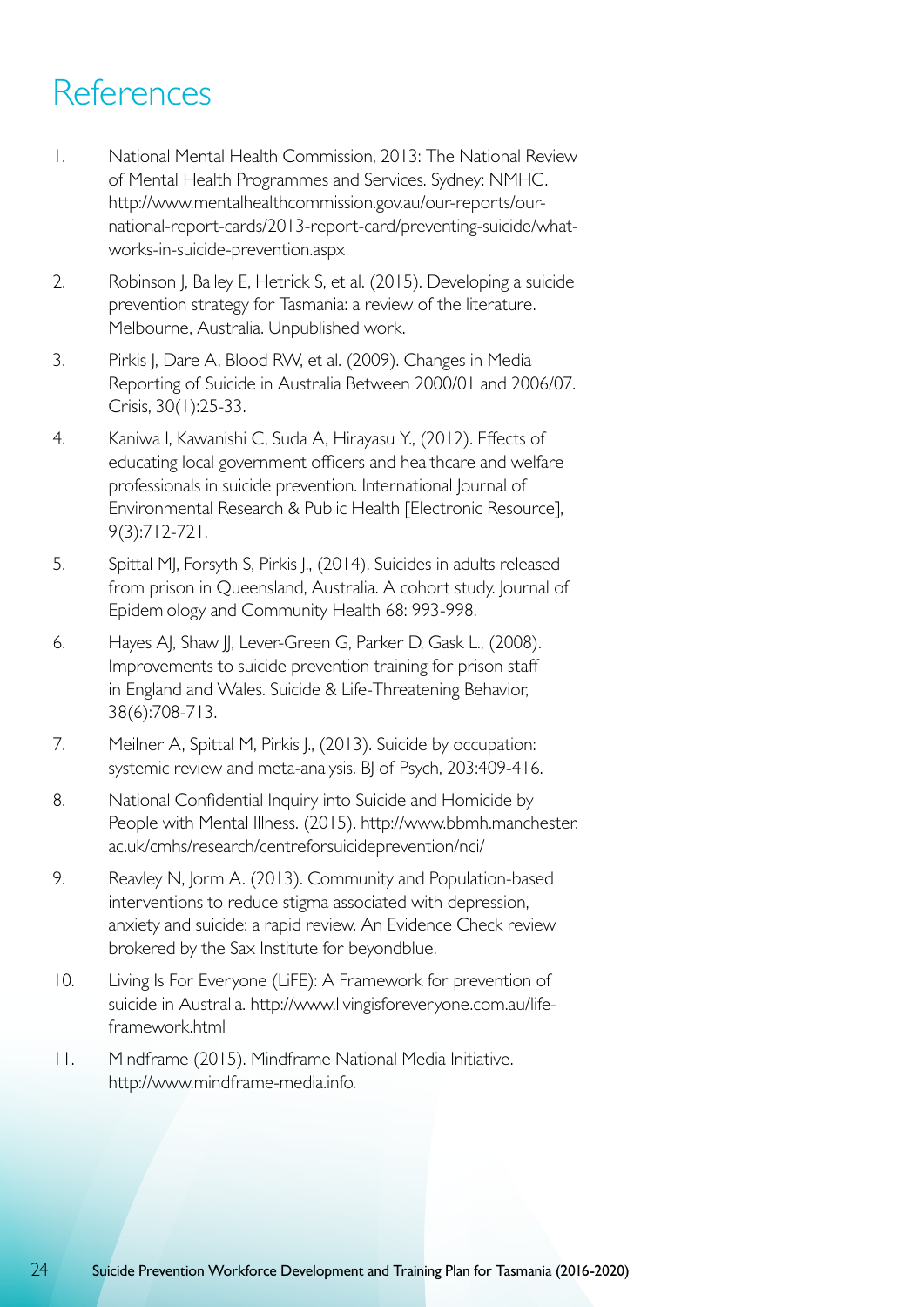# References

1. National Mental Health Commission, 2013: The National Review of Mental Health Programmes and Services. Sydney: NMHC. http://www.mentalhealthcommission.gov.au/our-reports/our-national-report-cards/2013-report-card/preventing-suicide/what-works-in-suicide-prevention.aspx
2. Robinson J, Bailey E, Hetrick S, et al. (2015). Developing a suicide prevention strategy for Tasmania: a review of the literature. Melbourne, Australia. Unpublished work.
3. Pirkis J, Dare A, Blood RW, et al. (2009). Changes in Media Reporting of Suicide in Australia Between 2000/01 and 2006/07. Crisis, 30(1):25-33.
4. Kaniwa I, Kawanishi C, Suda A, Hirayasu Y., (2012). Effects of educating local government officers and healthcare and welfare professionals in suicide prevention. International Journal of Environmental Research & Public Health [Electronic Resource], 9(3):712-721.
5. Spittal MJ, Forsyth S, Pirkis J., (2014). Suicides in adults released from prison in Queensland, Australia. A cohort study. Journal of Epidemiology and Community Health 68: 993-998.
6. Hayes AJ, Shaw JJ, Lever-Green G, Parker D, Gask L., (2008). Improvements to suicide prevention training for prison staff in England and Wales. Suicide & Life-Threatening Behavior, 38(6):708-713.
7. Meilner A, Spittal M, Pirkis J., (2013). Suicide by occupation: systemic review and meta-analysis. BJ of Psych, 203:409-416.
8. National Confidential Inquiry into Suicide and Homicide by People with Mental Illness. (2015). http://www.bbmh.manchester.ac.uk/cmhs/research/centreforsuicideprevention/nci/
9. Reavley N, Jorm A. (2013). Community and Population-based interventions to reduce stigma associated with depression, anxiety and suicide: a rapid review. An Evidence Check review brokered by the Sax Institute for beyondblue.
10. Living Is For Everyone (LiFE): A Framework for prevention of suicide in Australia. http://www.livingisforeveryone.com.au/life-framework.html
11. Mindframe (2015). Mindframe National Media Initiative. http://www.mindframe-media.info.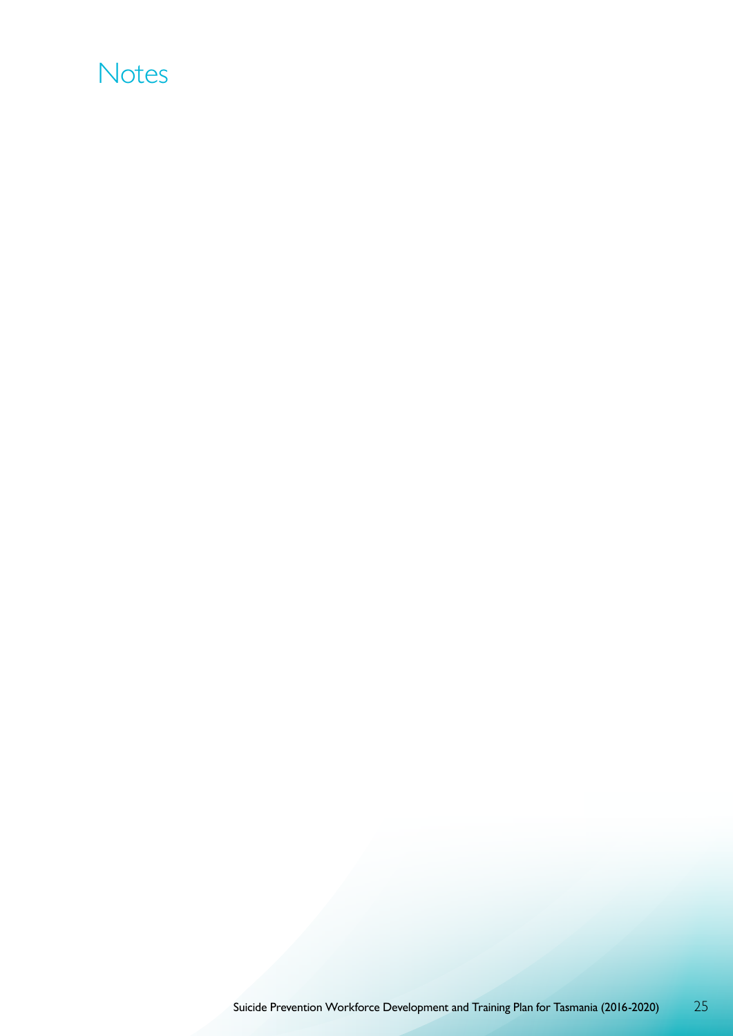# Notes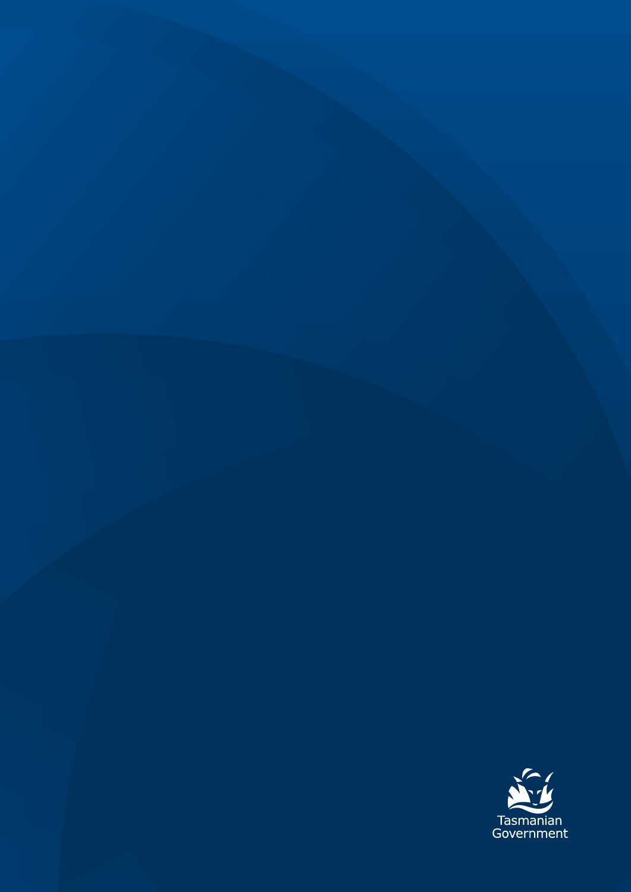Tasmanian Government